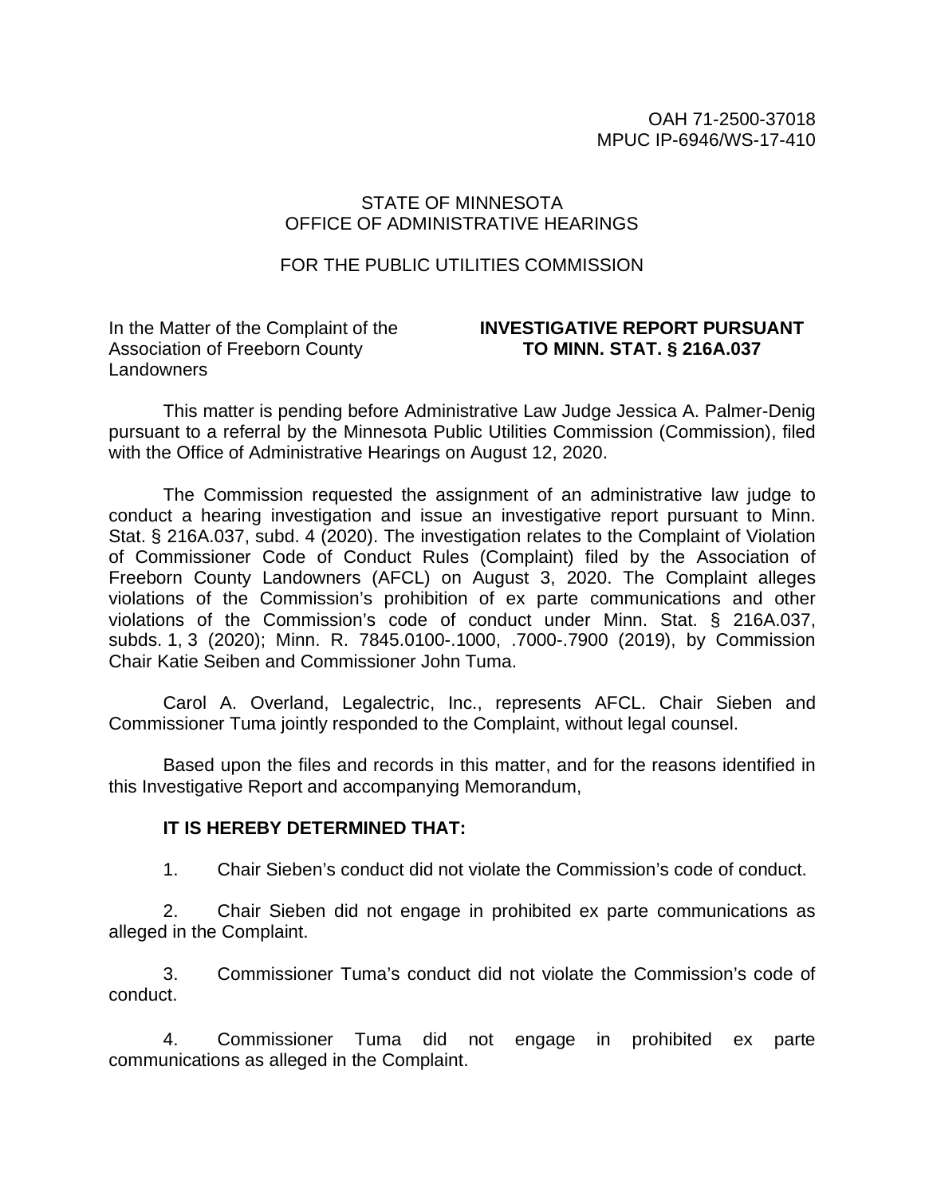OAH 71-2500-37018
MPUC IP-6946/WS-17-410

STATE OF MINNESOTA
OFFICE OF ADMINISTRATIVE HEARINGS

FOR THE PUBLIC UTILITIES COMMISSION

In the Matter of the Complaint of the Association of Freeborn County Landowners

**INVESTIGATIVE REPORT PURSUANT TO MINN. STAT. § 216A.037**

This matter is pending before Administrative Law Judge Jessica A. Palmer-Denig pursuant to a referral by the Minnesota Public Utilities Commission (Commission), filed with the Office of Administrative Hearings on August 12, 2020.

The Commission requested the assignment of an administrative law judge to conduct a hearing investigation and issue an investigative report pursuant to Minn. Stat. § 216A.037, subd. 4 (2020). The investigation relates to the Complaint of Violation of Commissioner Code of Conduct Rules (Complaint) filed by the Association of Freeborn County Landowners (AFCL) on August 3, 2020. The Complaint alleges violations of the Commission's prohibition of ex parte communications and other violations of the Commission's code of conduct under Minn. Stat. § 216A.037, subds. 1, 3 (2020); Minn. R. 7845.0100-.1000, .7000-.7900 (2019), by Commission Chair Katie Seiben and Commissioner John Tuma.

Carol A. Overland, Legalectric, Inc., represents AFCL. Chair Sieben and Commissioner Tuma jointly responded to the Complaint, without legal counsel.

Based upon the files and records in this matter, and for the reasons identified in this Investigative Report and accompanying Memorandum,

**IT IS HEREBY DETERMINED THAT:**

1. Chair Sieben's conduct did not violate the Commission's code of conduct.

2. Chair Sieben did not engage in prohibited ex parte communications as alleged in the Complaint.

3. Commissioner Tuma's conduct did not violate the Commission's code of conduct.

4. Commissioner Tuma did not engage in prohibited ex parte communications as alleged in the Complaint.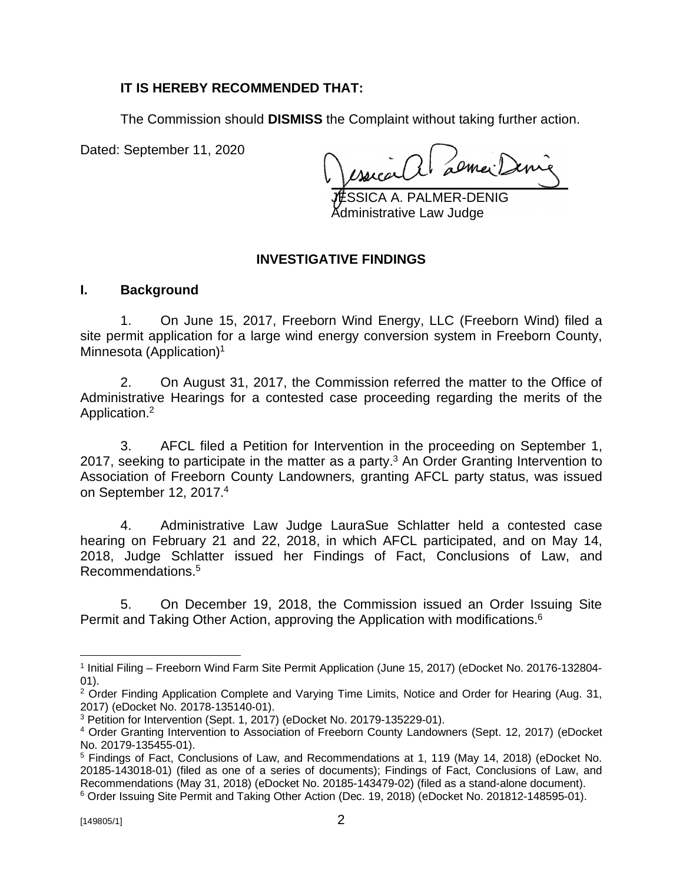**IT IS HEREBY RECOMMENDED THAT:**

The Commission should **DISMISS** the Complaint without taking further action.

Dated: September 11, 2020

JESSICA A. PALMER-DENIG
Administrative Law Judge

## INVESTIGATIVE FINDINGS

### I. Background

1. On June 15, 2017, Freeborn Wind Energy, LLC (Freeborn Wind) filed a site permit application for a large wind energy conversion system in Freeborn County, Minnesota (Application)[1]

2. On August 31, 2017, the Commission referred the matter to the Office of Administrative Hearings for a contested case proceeding regarding the merits of the Application.[2]

3. AFCL filed a Petition for Intervention in the proceeding on September 1, 2017, seeking to participate in the matter as a party.[3] An Order Granting Intervention to Association of Freeborn County Landowners, granting AFCL party status, was issued on September 12, 2017.[4]

4. Administrative Law Judge LauraSue Schlatter held a contested case hearing on February 21 and 22, 2018, in which AFCL participated, and on May 14, 2018, Judge Schlatter issued her Findings of Fact, Conclusions of Law, and Recommendations.[5]

5. On December 19, 2018, the Commission issued an Order Issuing Site Permit and Taking Other Action, approving the Application with modifications.[6]

---

[1] Initial Filing – Freeborn Wind Farm Site Permit Application (June 15, 2017) (eDocket No. 20176-132804-01).

[2] Order Finding Application Complete and Varying Time Limits, Notice and Order for Hearing (Aug. 31, 2017) (eDocket No. 20178-135140-01).

[3] Petition for Intervention (Sept. 1, 2017) (eDocket No. 20179-135229-01).

[4] Order Granting Intervention to Association of Freeborn County Landowners (Sept. 12, 2017) (eDocket No. 20179-135455-01).

[5] Findings of Fact, Conclusions of Law, and Recommendations at 1, 119 (May 14, 2018) (eDocket No. 20185-143018-01) (filed as one of a series of documents); Findings of Fact, Conclusions of Law, and Recommendations (May 31, 2018) (eDocket No. 20185-143479-02) (filed as a stand-alone document).

[6] Order Issuing Site Permit and Taking Other Action (Dec. 19, 2018) (eDocket No. 201812-148595-01).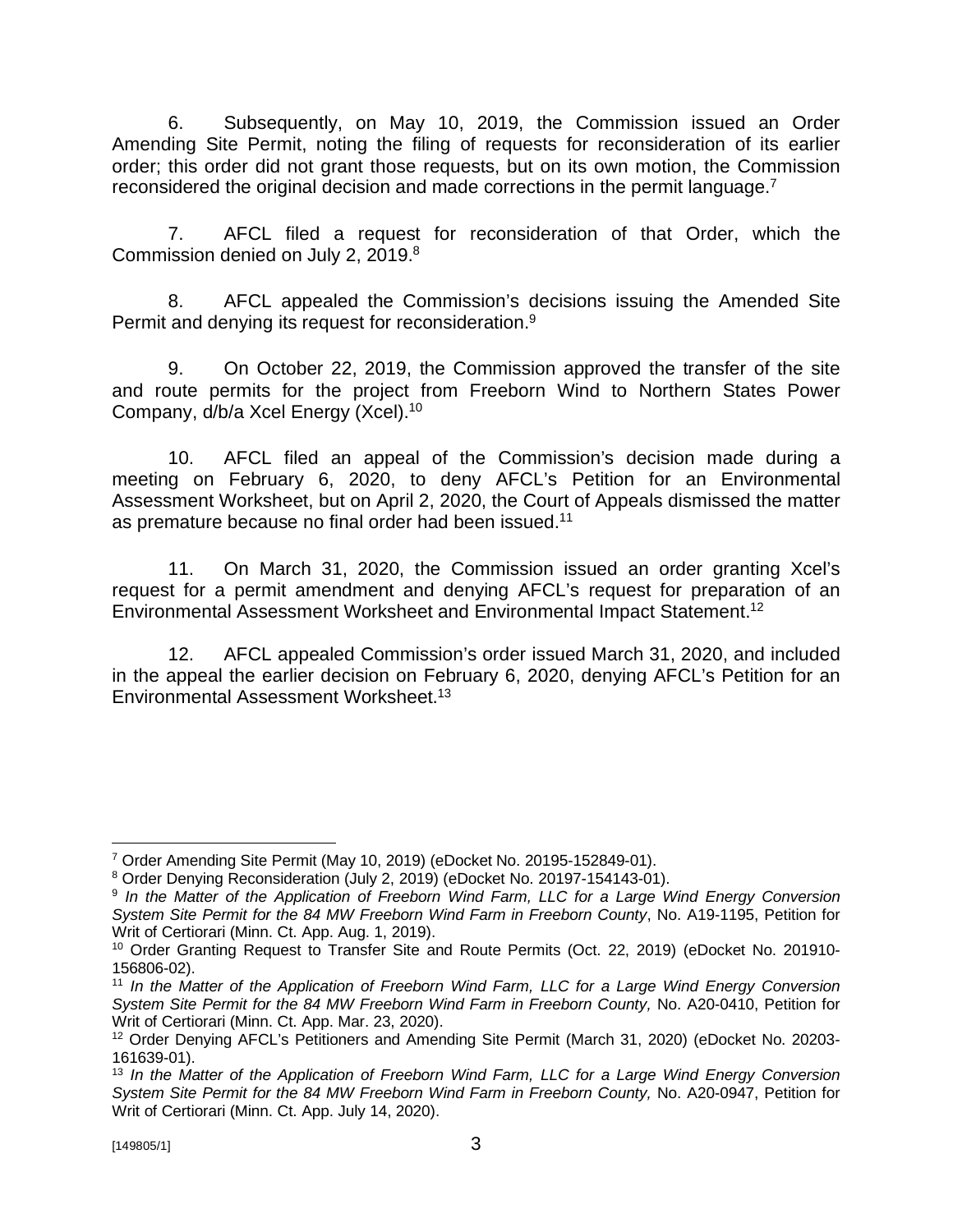6. Subsequently, on May 10, 2019, the Commission issued an Order Amending Site Permit, noting the filing of requests for reconsideration of its earlier order; this order did not grant those requests, but on its own motion, the Commission reconsidered the original decision and made corrections in the permit language.[7]

7. AFCL filed a request for reconsideration of that Order, which the Commission denied on July 2, 2019.[8]

8. AFCL appealed the Commission's decisions issuing the Amended Site Permit and denying its request for reconsideration.[9]

9. On October 22, 2019, the Commission approved the transfer of the site and route permits for the project from Freeborn Wind to Northern States Power Company, d/b/a Xcel Energy (Xcel).[10]

10. AFCL filed an appeal of the Commission's decision made during a meeting on February 6, 2020, to deny AFCL's Petition for an Environmental Assessment Worksheet, but on April 2, 2020, the Court of Appeals dismissed the matter as premature because no final order had been issued.[11]

11. On March 31, 2020, the Commission issued an order granting Xcel's request for a permit amendment and denying AFCL's request for preparation of an Environmental Assessment Worksheet and Environmental Impact Statement.[12]

12. AFCL appealed Commission's order issued March 31, 2020, and included in the appeal the earlier decision on February 6, 2020, denying AFCL's Petition for an Environmental Assessment Worksheet.[13]

---

[7] Order Amending Site Permit (May 10, 2019) (eDocket No. 20195-152849-01).

[8] Order Denying Reconsideration (July 2, 2019) (eDocket No. 20197-154143-01).

[9] *In the Matter of the Application of Freeborn Wind Farm, LLC for a Large Wind Energy Conversion System Site Permit for the 84 MW Freeborn Wind Farm in Freeborn County*, No. A19-1195, Petition for Writ of Certiorari (Minn. Ct. App. Aug. 1, 2019).

[10] Order Granting Request to Transfer Site and Route Permits (Oct. 22, 2019) (eDocket No. 201910-156806-02).

[11] *In the Matter of the Application of Freeborn Wind Farm, LLC for a Large Wind Energy Conversion System Site Permit for the 84 MW Freeborn Wind Farm in Freeborn County,* No. A20-0410, Petition for Writ of Certiorari (Minn. Ct. App. Mar. 23, 2020).

[12] Order Denying AFCL's Petitioners and Amending Site Permit (March 31, 2020) (eDocket No. 20203-161639-01).

[13] *In the Matter of the Application of Freeborn Wind Farm, LLC for a Large Wind Energy Conversion System Site Permit for the 84 MW Freeborn Wind Farm in Freeborn County,* No. A20-0947, Petition for Writ of Certiorari (Minn. Ct. App. July 14, 2020).

[149805/1]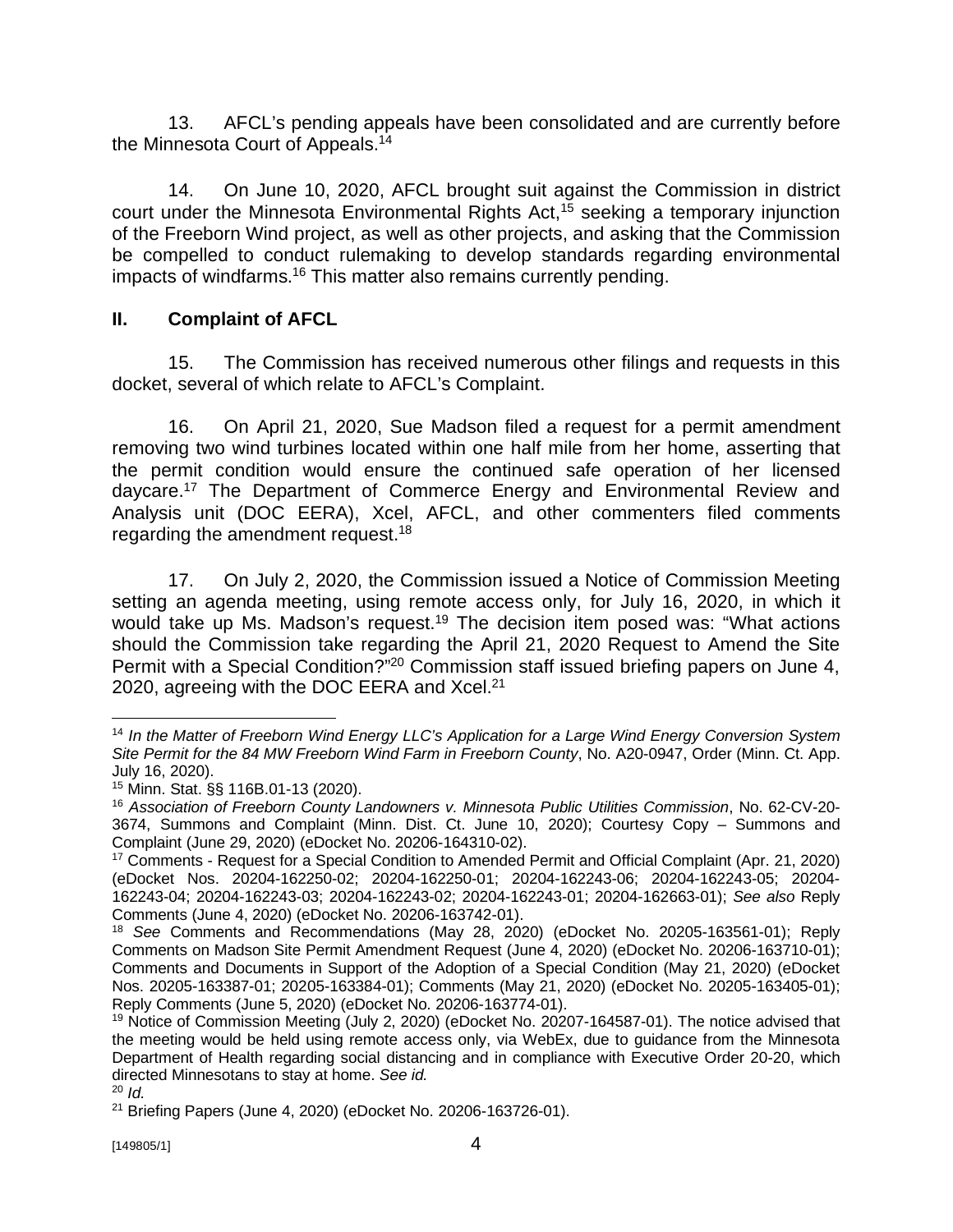13. AFCL's pending appeals have been consolidated and are currently before the Minnesota Court of Appeals.[14]

14. On June 10, 2020, AFCL brought suit against the Commission in district court under the Minnesota Environmental Rights Act,[15] seeking a temporary injunction of the Freeborn Wind project, as well as other projects, and asking that the Commission be compelled to conduct rulemaking to develop standards regarding environmental impacts of windfarms.[16] This matter also remains currently pending.

## II. Complaint of AFCL

15. The Commission has received numerous other filings and requests in this docket, several of which relate to AFCL's Complaint.

16. On April 21, 2020, Sue Madson filed a request for a permit amendment removing two wind turbines located within one half mile from her home, asserting that the permit condition would ensure the continued safe operation of her licensed daycare.[17] The Department of Commerce Energy and Environmental Review and Analysis unit (DOC EERA), Xcel, AFCL, and other commenters filed comments regarding the amendment request.[18]

17. On July 2, 2020, the Commission issued a Notice of Commission Meeting setting an agenda meeting, using remote access only, for July 16, 2020, in which it would take up Ms. Madson's request.[19] The decision item posed was: "What actions should the Commission take regarding the April 21, 2020 Request to Amend the Site Permit with a Special Condition?"[20] Commission staff issued briefing papers on June 4, 2020, agreeing with the DOC EERA and Xcel.[21]

---

[14] *In the Matter of Freeborn Wind Energy LLC's Application for a Large Wind Energy Conversion System Site Permit for the 84 MW Freeborn Wind Farm in Freeborn County*, No. A20-0947, Order (Minn. Ct. App. July 16, 2020).

[15] Minn. Stat. §§ 116B.01-13 (2020).

[16] *Association of Freeborn County Landowners v. Minnesota Public Utilities Commission*, No. 62-CV-20-3674, Summons and Complaint (Minn. Dist. Ct. June 10, 2020); Courtesy Copy – Summons and Complaint (June 29, 2020) (eDocket No. 20206-164310-02).

[17] Comments - Request for a Special Condition to Amended Permit and Official Complaint (Apr. 21, 2020) (eDocket Nos. 20204-162250-02; 20204-162250-01; 20204-162243-06; 20204-162243-05; 20204-162243-04; 20204-162243-03; 20204-162243-02; 20204-162243-01; 20204-162663-01); *See also* Reply Comments (June 4, 2020) (eDocket No. 20206-163742-01).

[18] *See* Comments and Recommendations (May 28, 2020) (eDocket No. 20205-163561-01); Reply Comments on Madson Site Permit Amendment Request (June 4, 2020) (eDocket No. 20206-163710-01); Comments and Documents in Support of the Adoption of a Special Condition (May 21, 2020) (eDocket Nos. 20205-163387-01; 20205-163384-01); Comments (May 21, 2020) (eDocket No. 20205-163405-01); Reply Comments (June 5, 2020) (eDocket No. 20206-163774-01).

[19] Notice of Commission Meeting (July 2, 2020) (eDocket No. 20207-164587-01). The notice advised that the meeting would be held using remote access only, via WebEx, due to guidance from the Minnesota Department of Health regarding social distancing and in compliance with Executive Order 20-20, which directed Minnesotans to stay at home. *See id.*

[20] *Id.*

[21] Briefing Papers (June 4, 2020) (eDocket No. 20206-163726-01).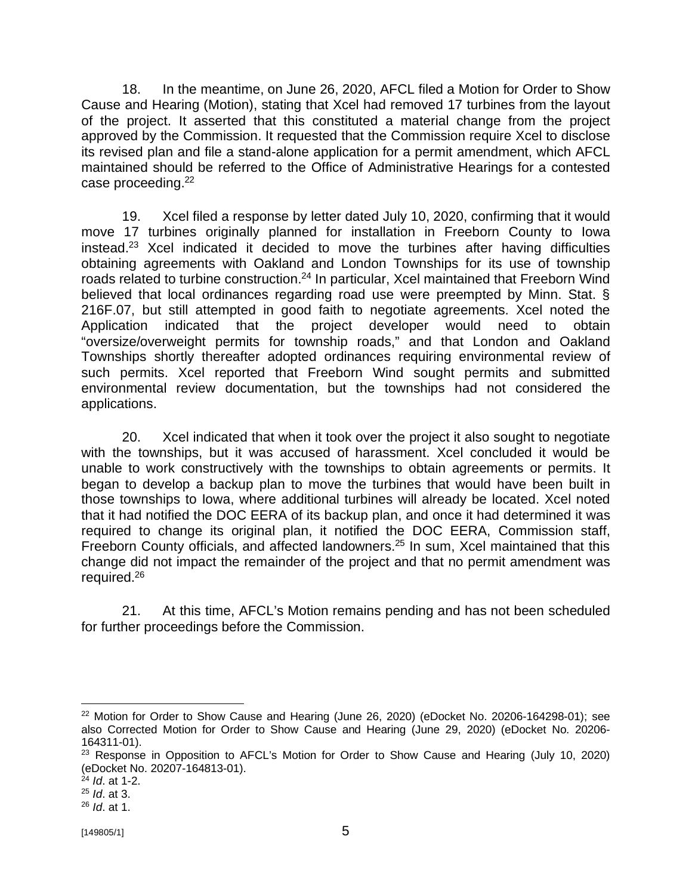18. In the meantime, on June 26, 2020, AFCL filed a Motion for Order to Show Cause and Hearing (Motion), stating that Xcel had removed 17 turbines from the layout of the project. It asserted that this constituted a material change from the project approved by the Commission. It requested that the Commission require Xcel to disclose its revised plan and file a stand-alone application for a permit amendment, which AFCL maintained should be referred to the Office of Administrative Hearings for a contested case proceeding.[22]

19. Xcel filed a response by letter dated July 10, 2020, confirming that it would move 17 turbines originally planned for installation in Freeborn County to Iowa instead.[23] Xcel indicated it decided to move the turbines after having difficulties obtaining agreements with Oakland and London Townships for its use of township roads related to turbine construction.[24] In particular, Xcel maintained that Freeborn Wind believed that local ordinances regarding road use were preempted by Minn. Stat. § 216F.07, but still attempted in good faith to negotiate agreements. Xcel noted the Application indicated that the project developer would need to obtain "oversize/overweight permits for township roads," and that London and Oakland Townships shortly thereafter adopted ordinances requiring environmental review of such permits. Xcel reported that Freeborn Wind sought permits and submitted environmental review documentation, but the townships had not considered the applications.

20. Xcel indicated that when it took over the project it also sought to negotiate with the townships, but it was accused of harassment. Xcel concluded it would be unable to work constructively with the townships to obtain agreements or permits. It began to develop a backup plan to move the turbines that would have been built in those townships to Iowa, where additional turbines will already be located. Xcel noted that it had notified the DOC EERA of its backup plan, and once it had determined it was required to change its original plan, it notified the DOC EERA, Commission staff, Freeborn County officials, and affected landowners.[25] In sum, Xcel maintained that this change did not impact the remainder of the project and that no permit amendment was required.[26]

21. At this time, AFCL's Motion remains pending and has not been scheduled for further proceedings before the Commission.

---

[22] Motion for Order to Show Cause and Hearing (June 26, 2020) (eDocket No. 20206-164298-01); see also Corrected Motion for Order to Show Cause and Hearing (June 29, 2020) (eDocket No. 20206-164311-01).

[23] Response in Opposition to AFCL's Motion for Order to Show Cause and Hearing (July 10, 2020) (eDocket No. 20207-164813-01).

[24] *Id*. at 1-2.

[25] *Id*. at 3.

[26] *Id*. at 1.

[149805/1]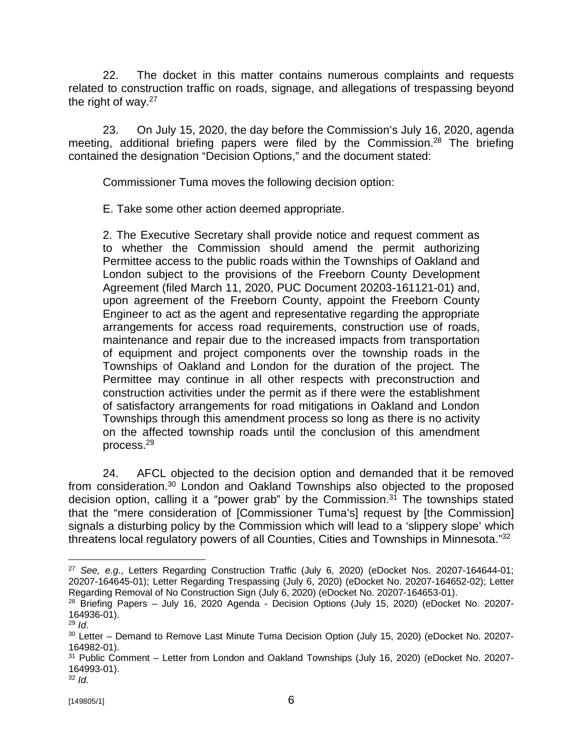22. The docket in this matter contains numerous complaints and requests related to construction traffic on roads, signage, and allegations of trespassing beyond the right of way.[27]

23. On July 15, 2020, the day before the Commission's July 16, 2020, agenda meeting, additional briefing papers were filed by the Commission.[28] The briefing contained the designation "Decision Options," and the document stated:

> Commissioner Tuma moves the following decision option:
>
> E. Take some other action deemed appropriate.
>
> 2. The Executive Secretary shall provide notice and request comment as to whether the Commission should amend the permit authorizing Permittee access to the public roads within the Townships of Oakland and London subject to the provisions of the Freeborn County Development Agreement (filed March 11, 2020, PUC Document 20203-161121-01) and, upon agreement of the Freeborn County, appoint the Freeborn County Engineer to act as the agent and representative regarding the appropriate arrangements for access road requirements, construction use of roads, maintenance and repair due to the increased impacts from transportation of equipment and project components over the township roads in the Townships of Oakland and London for the duration of the project. The Permittee may continue in all other respects with preconstruction and construction activities under the permit as if there were the establishment of satisfactory arrangements for road mitigations in Oakland and London Townships through this amendment process so long as there is no activity on the affected township roads until the conclusion of this amendment process.[29]

24. AFCL objected to the decision option and demanded that it be removed from consideration.[30] London and Oakland Townships also objected to the proposed decision option, calling it a "power grab" by the Commission.[31] The townships stated that the "mere consideration of [Commissioner Tuma's] request by [the Commission] signals a disturbing policy by the Commission which will lead to a 'slippery slope' which threatens local regulatory powers of all Counties, Cities and Townships in Minnesota."[32]

---

[27] *See, e.g.*, Letters Regarding Construction Traffic (July 6, 2020) (eDocket Nos. 20207-164644-01; 20207-164645-01); Letter Regarding Trespassing (July 6, 2020) (eDocket No. 20207-164652-02); Letter Regarding Removal of No Construction Sign (July 6, 2020) (eDocket No. 20207-164653-01).

[28] Briefing Papers – July 16, 2020 Agenda - Decision Options (July 15, 2020) (eDocket No. 20207-164936-01).

[29] *Id*.

[30] Letter – Demand to Remove Last Minute Tuma Decision Option (July 15, 2020) (eDocket No. 20207-164982-01).

[31] Public Comment – Letter from London and Oakland Townships (July 16, 2020) (eDocket No. 20207-164993-01).

[32] *Id*.

[149805/1]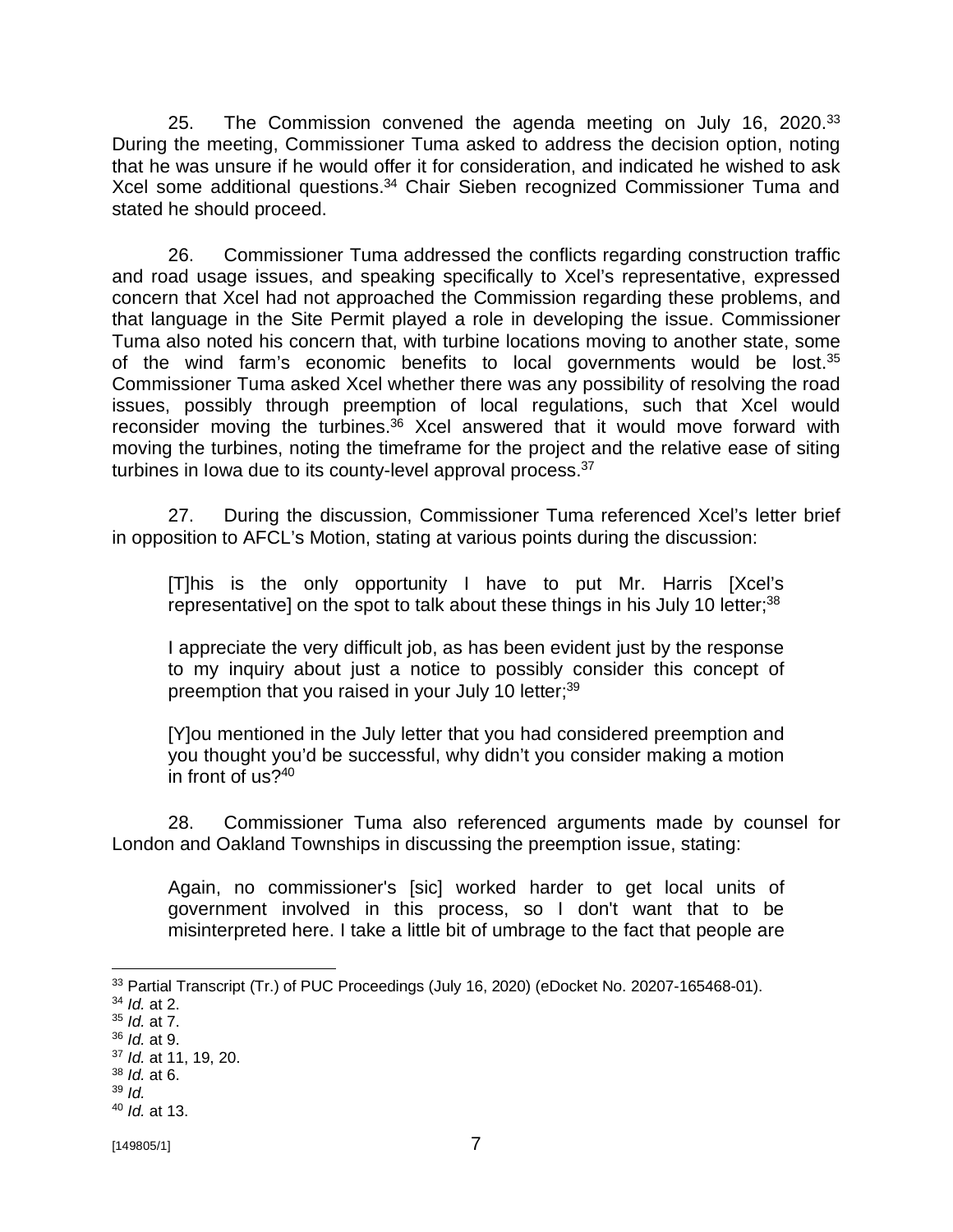25. The Commission convened the agenda meeting on July 16, 2020.[33] During the meeting, Commissioner Tuma asked to address the decision option, noting that he was unsure if he would offer it for consideration, and indicated he wished to ask Xcel some additional questions.[34] Chair Sieben recognized Commissioner Tuma and stated he should proceed.

26. Commissioner Tuma addressed the conflicts regarding construction traffic and road usage issues, and speaking specifically to Xcel's representative, expressed concern that Xcel had not approached the Commission regarding these problems, and that language in the Site Permit played a role in developing the issue. Commissioner Tuma also noted his concern that, with turbine locations moving to another state, some of the wind farm's economic benefits to local governments would be lost.[35] Commissioner Tuma asked Xcel whether there was any possibility of resolving the road issues, possibly through preemption of local regulations, such that Xcel would reconsider moving the turbines.[36] Xcel answered that it would move forward with moving the turbines, noting the timeframe for the project and the relative ease of siting turbines in Iowa due to its county-level approval process.[37]

27. During the discussion, Commissioner Tuma referenced Xcel's letter brief in opposition to AFCL's Motion, stating at various points during the discussion:

> [T]his is the only opportunity I have to put Mr. Harris [Xcel's representative] on the spot to talk about these things in his July 10 letter;[38]
>
> I appreciate the very difficult job, as has been evident just by the response to my inquiry about just a notice to possibly consider this concept of preemption that you raised in your July 10 letter;[39]
>
> [Y]ou mentioned in the July letter that you had considered preemption and you thought you'd be successful, why didn't you consider making a motion in front of us?[40]

28. Commissioner Tuma also referenced arguments made by counsel for London and Oakland Townships in discussing the preemption issue, stating:

> Again, no commissioner's [sic] worked harder to get local units of government involved in this process, so I don't want that to be misinterpreted here. I take a little bit of umbrage to the fact that people are

---

[33] Partial Transcript (Tr.) of PUC Proceedings (July 16, 2020) (eDocket No. 20207-165468-01).

[34] *Id.* at 2.

[35] *Id.* at 7.

[36] *Id.* at 9.

[37] *Id.* at 11, 19, 20.

[38] *Id.* at 6.

[39] *Id.*

[40] *Id.* at 13.

[149805/1]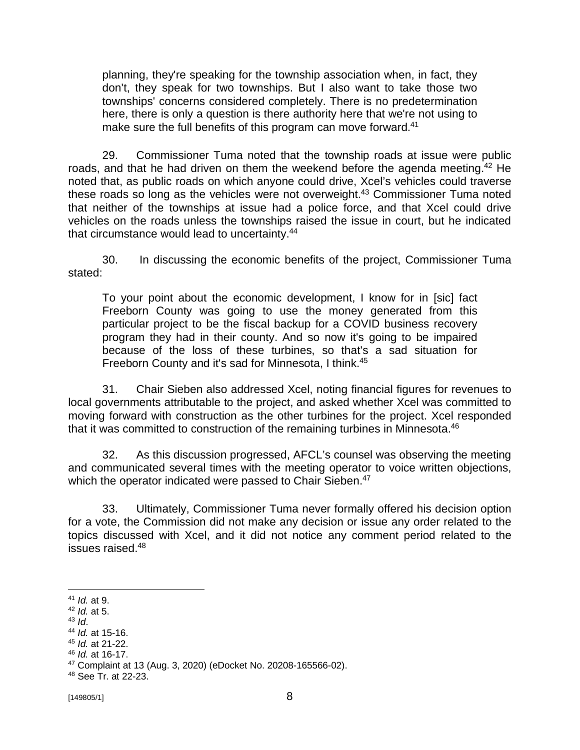> planning, they're speaking for the township association when, in fact, they don't, they speak for two townships. But I also want to take those two townships' concerns considered completely. There is no predetermination here, there is only a question is there authority here that we're not using to make sure the full benefits of this program can move forward.[41]

29. Commissioner Tuma noted that the township roads at issue were public roads, and that he had driven on them the weekend before the agenda meeting.[42] He noted that, as public roads on which anyone could drive, Xcel's vehicles could traverse these roads so long as the vehicles were not overweight.[43] Commissioner Tuma noted that neither of the townships at issue had a police force, and that Xcel could drive vehicles on the roads unless the townships raised the issue in court, but he indicated that circumstance would lead to uncertainty.[44]

30. In discussing the economic benefits of the project, Commissioner Tuma stated:

> To your point about the economic development, I know for in [sic] fact Freeborn County was going to use the money generated from this particular project to be the fiscal backup for a COVID business recovery program they had in their county. And so now it's going to be impaired because of the loss of these turbines, so that's a sad situation for Freeborn County and it's sad for Minnesota, I think.[45]

31. Chair Sieben also addressed Xcel, noting financial figures for revenues to local governments attributable to the project, and asked whether Xcel was committed to moving forward with construction as the other turbines for the project. Xcel responded that it was committed to construction of the remaining turbines in Minnesota.[46]

32. As this discussion progressed, AFCL's counsel was observing the meeting and communicated several times with the meeting operator to voice written objections, which the operator indicated were passed to Chair Sieben.[47]

33. Ultimately, Commissioner Tuma never formally offered his decision option for a vote, the Commission did not make any decision or issue any order related to the topics discussed with Xcel, and it did not notice any comment period related to the issues raised.[48]

---

[41] *Id.* at 9.
[42] *Id.* at 5.
[43] *Id*.
[44] *Id.* at 15-16.
[45] *Id.* at 21-22.
[46] *Id.* at 16-17.
[47] Complaint at 13 (Aug. 3, 2020) (eDocket No. 20208-165566-02).
[48] See Tr. at 22-23.

[149805/1]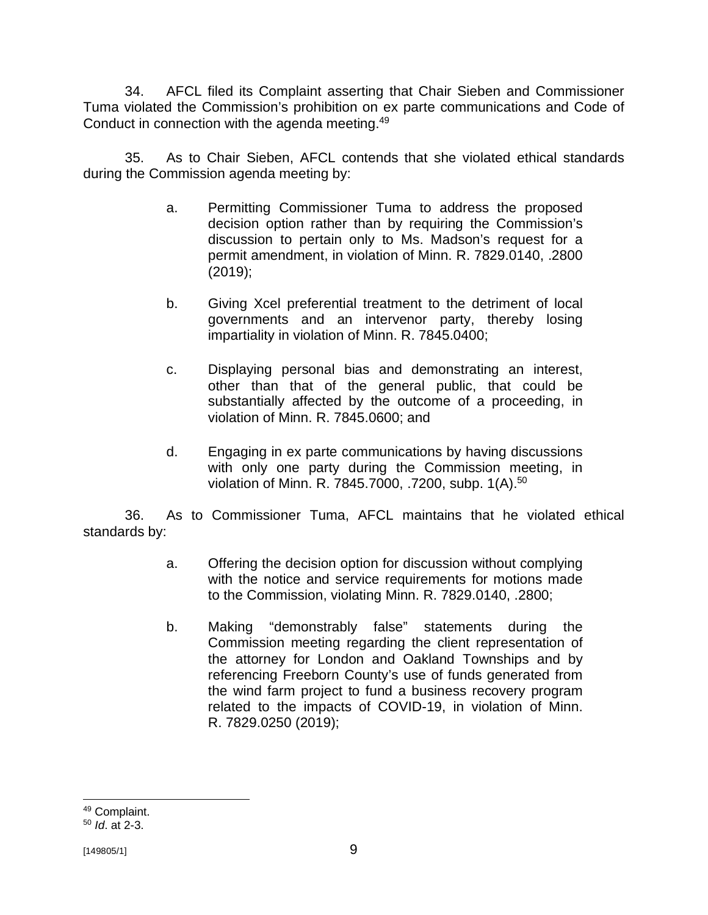34. AFCL filed its Complaint asserting that Chair Sieben and Commissioner Tuma violated the Commission's prohibition on ex parte communications and Code of Conduct in connection with the agenda meeting.[49]

35. As to Chair Sieben, AFCL contends that she violated ethical standards during the Commission agenda meeting by:

a. Permitting Commissioner Tuma to address the proposed decision option rather than by requiring the Commission's discussion to pertain only to Ms. Madson's request for a permit amendment, in violation of Minn. R. 7829.0140, .2800 (2019);

b. Giving Xcel preferential treatment to the detriment of local governments and an intervenor party, thereby losing impartiality in violation of Minn. R. 7845.0400;

c. Displaying personal bias and demonstrating an interest, other than that of the general public, that could be substantially affected by the outcome of a proceeding, in violation of Minn. R. 7845.0600; and

d. Engaging in ex parte communications by having discussions with only one party during the Commission meeting, in violation of Minn. R. 7845.7000, .7200, subp. 1(A).[50]

36. As to Commissioner Tuma, AFCL maintains that he violated ethical standards by:

a. Offering the decision option for discussion without complying with the notice and service requirements for motions made to the Commission, violating Minn. R. 7829.0140, .2800;

b. Making "demonstrably false" statements during the Commission meeting regarding the client representation of the attorney for London and Oakland Townships and by referencing Freeborn County's use of funds generated from the wind farm project to fund a business recovery program related to the impacts of COVID-19, in violation of Minn. R. 7829.0250 (2019);

---

[49] Complaint.

[50] *Id*. at 2-3.

[149805/1]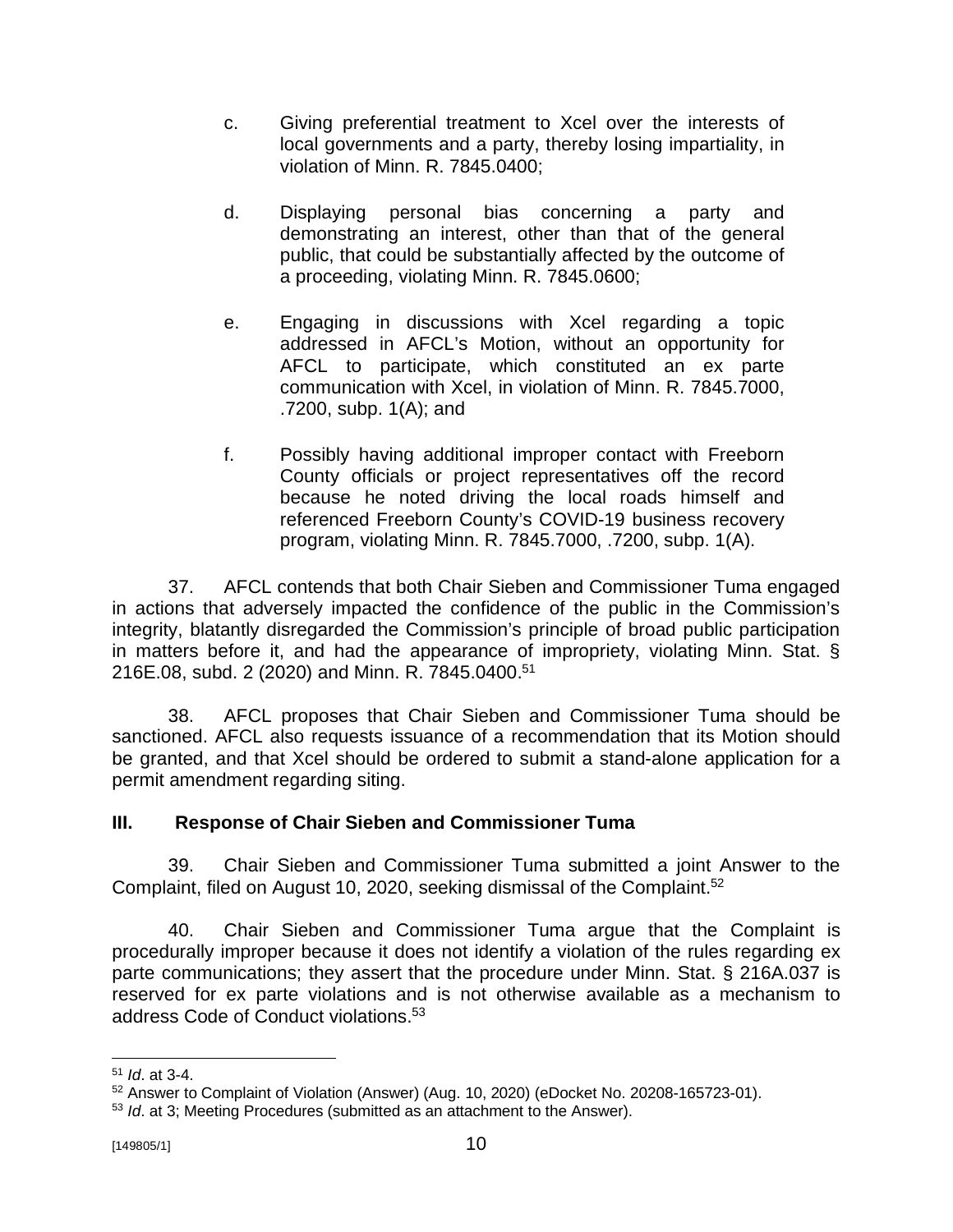c. Giving preferential treatment to Xcel over the interests of local governments and a party, thereby losing impartiality, in violation of Minn. R. 7845.0400;

d. Displaying personal bias concerning a party and demonstrating an interest, other than that of the general public, that could be substantially affected by the outcome of a proceeding, violating Minn. R. 7845.0600;

e. Engaging in discussions with Xcel regarding a topic addressed in AFCL's Motion, without an opportunity for AFCL to participate, which constituted an ex parte communication with Xcel, in violation of Minn. R. 7845.7000, .7200, subp. 1(A); and

f. Possibly having additional improper contact with Freeborn County officials or project representatives off the record because he noted driving the local roads himself and referenced Freeborn County's COVID-19 business recovery program, violating Minn. R. 7845.7000, .7200, subp. 1(A).

37. AFCL contends that both Chair Sieben and Commissioner Tuma engaged in actions that adversely impacted the confidence of the public in the Commission's integrity, blatantly disregarded the Commission's principle of broad public participation in matters before it, and had the appearance of impropriety, violating Minn. Stat. § 216E.08, subd. 2 (2020) and Minn. R. 7845.0400.[51]

38. AFCL proposes that Chair Sieben and Commissioner Tuma should be sanctioned. AFCL also requests issuance of a recommendation that its Motion should be granted, and that Xcel should be ordered to submit a stand-alone application for a permit amendment regarding siting.

## III. Response of Chair Sieben and Commissioner Tuma

39. Chair Sieben and Commissioner Tuma submitted a joint Answer to the Complaint, filed on August 10, 2020, seeking dismissal of the Complaint.[52]

40. Chair Sieben and Commissioner Tuma argue that the Complaint is procedurally improper because it does not identify a violation of the rules regarding ex parte communications; they assert that the procedure under Minn. Stat. § 216A.037 is reserved for ex parte violations and is not otherwise available as a mechanism to address Code of Conduct violations.[53]

---

[51] *Id*. at 3-4.

[52] Answer to Complaint of Violation (Answer) (Aug. 10, 2020) (eDocket No. 20208-165723-01).

[53] *Id*. at 3; Meeting Procedures (submitted as an attachment to the Answer).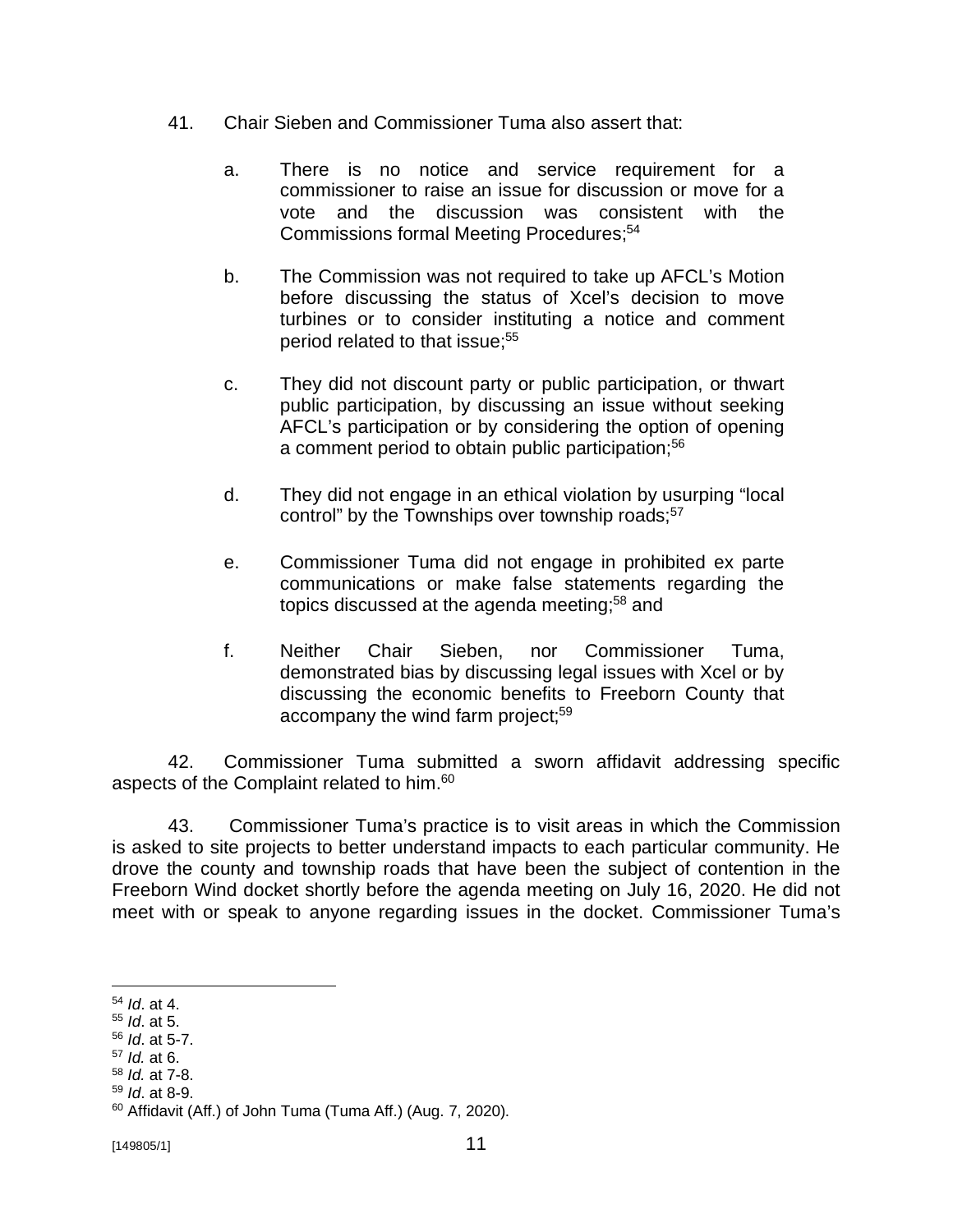41. Chair Sieben and Commissioner Tuma also assert that:

   a. There is no notice and service requirement for a commissioner to raise an issue for discussion or move for a vote and the discussion was consistent with the Commissions formal Meeting Procedures;[54]

   b. The Commission was not required to take up AFCL's Motion before discussing the status of Xcel's decision to move turbines or to consider instituting a notice and comment period related to that issue;[55]

   c. They did not discount party or public participation, or thwart public participation, by discussing an issue without seeking AFCL's participation or by considering the option of opening a comment period to obtain public participation;[56]

   d. They did not engage in an ethical violation by usurping "local control" by the Townships over township roads;[57]

   e. Commissioner Tuma did not engage in prohibited ex parte communications or make false statements regarding the topics discussed at the agenda meeting;[58] and

   f. Neither Chair Sieben, nor Commissioner Tuma, demonstrated bias by discussing legal issues with Xcel or by discussing the economic benefits to Freeborn County that accompany the wind farm project;[59]

42. Commissioner Tuma submitted a sworn affidavit addressing specific aspects of the Complaint related to him.[60]

43. Commissioner Tuma's practice is to visit areas in which the Commission is asked to site projects to better understand impacts to each particular community. He drove the county and township roads that have been the subject of contention in the Freeborn Wind docket shortly before the agenda meeting on July 16, 2020. He did not meet with or speak to anyone regarding issues in the docket. Commissioner Tuma's

---

[54] *Id*. at 4.

[55] *Id*. at 5.

[56] *Id*. at 5-7.

[57] *Id.* at 6.

[58] *Id.* at 7-8.

[59] *Id*. at 8-9.

[60] Affidavit (Aff.) of John Tuma (Tuma Aff.) (Aug. 7, 2020).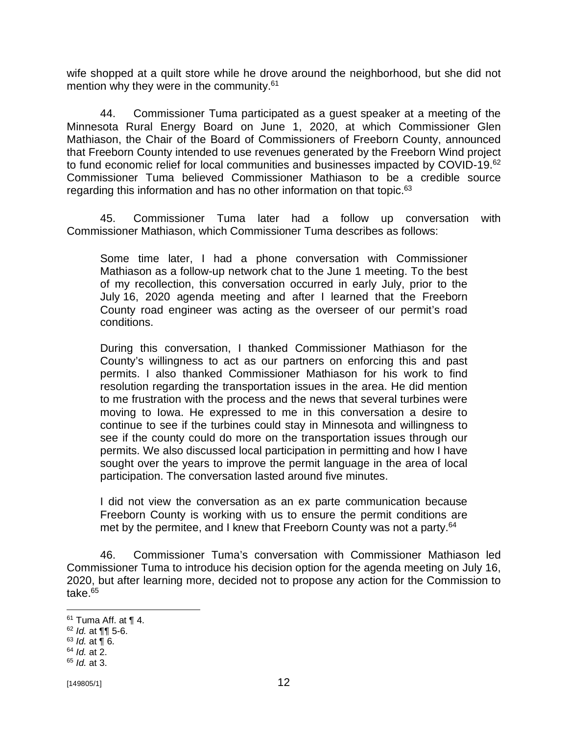wife shopped at a quilt store while he drove around the neighborhood, but she did not mention why they were in the community.[61]

44. Commissioner Tuma participated as a guest speaker at a meeting of the Minnesota Rural Energy Board on June 1, 2020, at which Commissioner Glen Mathiason, the Chair of the Board of Commissioners of Freeborn County, announced that Freeborn County intended to use revenues generated by the Freeborn Wind project to fund economic relief for local communities and businesses impacted by COVID-19.[62] Commissioner Tuma believed Commissioner Mathiason to be a credible source regarding this information and has no other information on that topic.[63]

45. Commissioner Tuma later had a follow up conversation with Commissioner Mathiason, which Commissioner Tuma describes as follows:

> Some time later, I had a phone conversation with Commissioner Mathiason as a follow-up network chat to the June 1 meeting. To the best of my recollection, this conversation occurred in early July, prior to the July 16, 2020 agenda meeting and after I learned that the Freeborn County road engineer was acting as the overseer of our permit's road conditions.
>
> During this conversation, I thanked Commissioner Mathiason for the County's willingness to act as our partners on enforcing this and past permits. I also thanked Commissioner Mathiason for his work to find resolution regarding the transportation issues in the area. He did mention to me frustration with the process and the news that several turbines were moving to Iowa. He expressed to me in this conversation a desire to continue to see if the turbines could stay in Minnesota and willingness to see if the county could do more on the transportation issues through our permits. We also discussed local participation in permitting and how I have sought over the years to improve the permit language in the area of local participation. The conversation lasted around five minutes.
>
> I did not view the conversation as an ex parte communication because Freeborn County is working with us to ensure the permit conditions are met by the permitee, and I knew that Freeborn County was not a party.[64]

46. Commissioner Tuma's conversation with Commissioner Mathiason led Commissioner Tuma to introduce his decision option for the agenda meeting on July 16, 2020, but after learning more, decided not to propose any action for the Commission to take.[65]

---

[61] Tuma Aff. at ¶ 4.
[62] *Id.* at ¶¶ 5-6.
[63] *Id.* at ¶ 6.
[64] *Id.* at 2.
[65] *Id.* at 3.

[149805/1]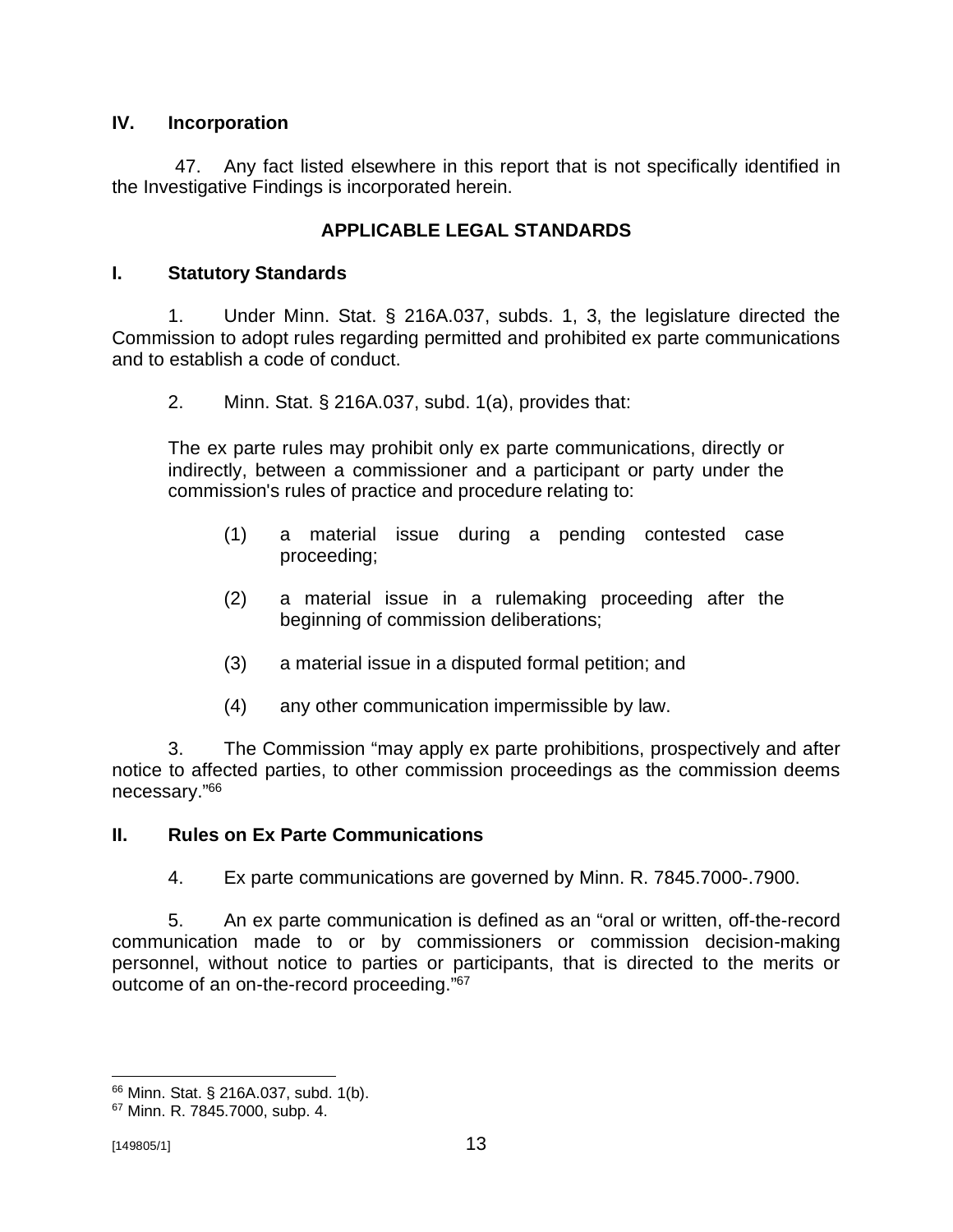## IV. Incorporation

47. Any fact listed elsewhere in this report that is not specifically identified in the Investigative Findings is incorporated herein.

## APPLICABLE LEGAL STANDARDS

### I. Statutory Standards

1. Under Minn. Stat. § 216A.037, subds. 1, 3, the legislature directed the Commission to adopt rules regarding permitted and prohibited ex parte communications and to establish a code of conduct.

2. Minn. Stat. § 216A.037, subd. 1(a), provides that:

> The ex parte rules may prohibit only ex parte communications, directly or indirectly, between a commissioner and a participant or party under the commission's rules of practice and procedure relating to:
>
> (1) a material issue during a pending contested case proceeding;
>
> (2) a material issue in a rulemaking proceeding after the beginning of commission deliberations;
>
> (3) a material issue in a disputed formal petition; and
>
> (4) any other communication impermissible by law.

3. The Commission "may apply ex parte prohibitions, prospectively and after notice to affected parties, to other commission proceedings as the commission deems necessary."[66]

### II. Rules on Ex Parte Communications

4. Ex parte communications are governed by Minn. R. 7845.7000-.7900.

5. An ex parte communication is defined as an "oral or written, off-the-record communication made to or by commissioners or commission decision-making personnel, without notice to parties or participants, that is directed to the merits or outcome of an on-the-record proceeding."[67]

---

[66] Minn. Stat. § 216A.037, subd. 1(b).

[67] Minn. R. 7845.7000, subp. 4.

[149805/1]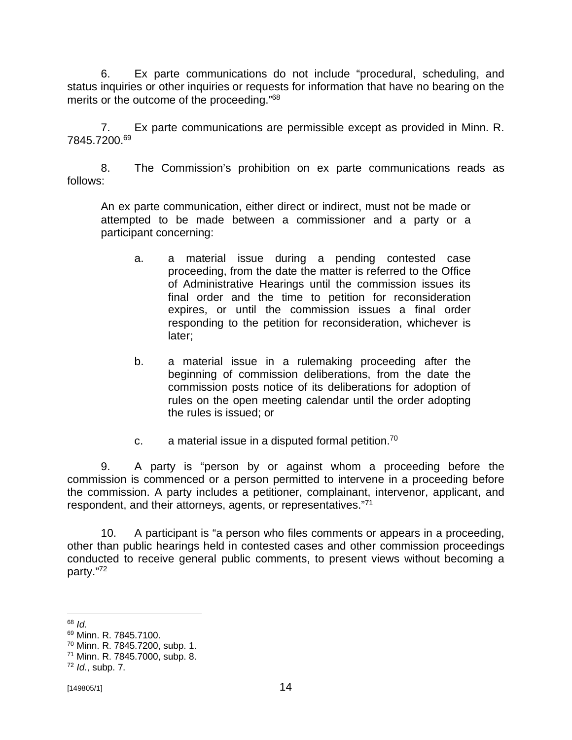6. Ex parte communications do not include "procedural, scheduling, and status inquiries or other inquiries or requests for information that have no bearing on the merits or the outcome of the proceeding."[68]

7. Ex parte communications are permissible except as provided in Minn. R. 7845.7200.[69]

8. The Commission's prohibition on ex parte communications reads as follows:

> An ex parte communication, either direct or indirect, must not be made or attempted to be made between a commissioner and a party or a participant concerning:
>
> a. a material issue during a pending contested case proceeding, from the date the matter is referred to the Office of Administrative Hearings until the commission issues its final order and the time to petition for reconsideration expires, or until the commission issues a final order responding to the petition for reconsideration, whichever is later;
>
> b. a material issue in a rulemaking proceeding after the beginning of commission deliberations, from the date the commission posts notice of its deliberations for adoption of rules on the open meeting calendar until the order adopting the rules is issued; or
>
> c. a material issue in a disputed formal petition.[70]

9. A party is "person by or against whom a proceeding before the commission is commenced or a person permitted to intervene in a proceeding before the commission. A party includes a petitioner, complainant, intervenor, applicant, and respondent, and their attorneys, agents, or representatives."[71]

10. A participant is "a person who files comments or appears in a proceeding, other than public hearings held in contested cases and other commission proceedings conducted to receive general public comments, to present views without becoming a party."[72]

---

[68] *Id.*
[69] Minn. R. 7845.7100.
[70] Minn. R. 7845.7200, subp. 1.
[71] Minn. R. 7845.7000, subp. 8.
[72] *Id.*, subp. 7.

[149805/1]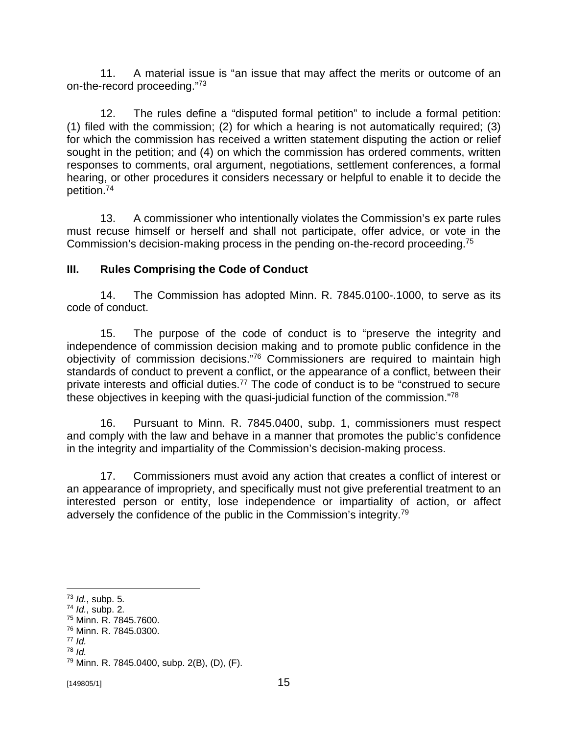11. A material issue is "an issue that may affect the merits or outcome of an on-the-record proceeding."[73]

12. The rules define a "disputed formal petition" to include a formal petition: (1) filed with the commission; (2) for which a hearing is not automatically required; (3) for which the commission has received a written statement disputing the action or relief sought in the petition; and (4) on which the commission has ordered comments, written responses to comments, oral argument, negotiations, settlement conferences, a formal hearing, or other procedures it considers necessary or helpful to enable it to decide the petition.[74]

13. A commissioner who intentionally violates the Commission's ex parte rules must recuse himself or herself and shall not participate, offer advice, or vote in the Commission's decision-making process in the pending on-the-record proceeding.[75]

## III. Rules Comprising the Code of Conduct

14. The Commission has adopted Minn. R. 7845.0100-.1000, to serve as its code of conduct.

15. The purpose of the code of conduct is to "preserve the integrity and independence of commission decision making and to promote public confidence in the objectivity of commission decisions."[76] Commissioners are required to maintain high standards of conduct to prevent a conflict, or the appearance of a conflict, between their private interests and official duties.[77] The code of conduct is to be "construed to secure these objectives in keeping with the quasi-judicial function of the commission."[78]

16. Pursuant to Minn. R. 7845.0400, subp. 1, commissioners must respect and comply with the law and behave in a manner that promotes the public's confidence in the integrity and impartiality of the Commission's decision-making process.

17. Commissioners must avoid any action that creates a conflict of interest or an appearance of impropriety, and specifically must not give preferential treatment to an interested person or entity, lose independence or impartiality of action, or affect adversely the confidence of the public in the Commission's integrity.[79]

---

[73] *Id.*, subp. 5.
[74] *Id.*, subp. 2.
[75] Minn. R. 7845.7600.
[76] Minn. R. 7845.0300.
[77] *Id.*
[78] *Id.*
[79] Minn. R. 7845.0400, subp. 2(B), (D), (F).

[149805/1]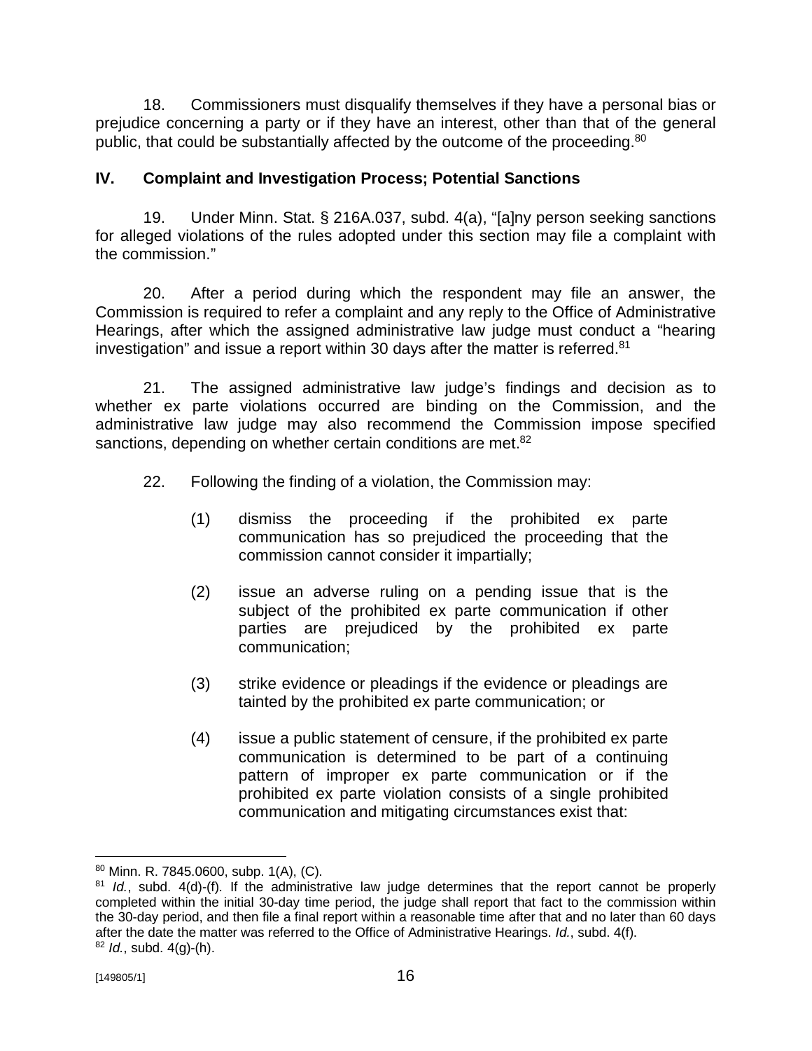18. Commissioners must disqualify themselves if they have a personal bias or prejudice concerning a party or if they have an interest, other than that of the general public, that could be substantially affected by the outcome of the proceeding.[80]

## IV. Complaint and Investigation Process; Potential Sanctions

19. Under Minn. Stat. § 216A.037, subd. 4(a), "[a]ny person seeking sanctions for alleged violations of the rules adopted under this section may file a complaint with the commission."

20. After a period during which the respondent may file an answer, the Commission is required to refer a complaint and any reply to the Office of Administrative Hearings, after which the assigned administrative law judge must conduct a "hearing investigation" and issue a report within 30 days after the matter is referred.[81]

21. The assigned administrative law judge's findings and decision as to whether ex parte violations occurred are binding on the Commission, and the administrative law judge may also recommend the Commission impose specified sanctions, depending on whether certain conditions are met.[82]

22. Following the finding of a violation, the Commission may:

> (1) dismiss the proceeding if the prohibited ex parte communication has so prejudiced the proceeding that the commission cannot consider it impartially;
>
> (2) issue an adverse ruling on a pending issue that is the subject of the prohibited ex parte communication if other parties are prejudiced by the prohibited ex parte communication;
>
> (3) strike evidence or pleadings if the evidence or pleadings are tainted by the prohibited ex parte communication; or
>
> (4) issue a public statement of censure, if the prohibited ex parte communication is determined to be part of a continuing pattern of improper ex parte communication or if the prohibited ex parte violation consists of a single prohibited communication and mitigating circumstances exist that:

---

[80] Minn. R. 7845.0600, subp. 1(A), (C).

[81] *Id.*, subd. 4(d)-(f). If the administrative law judge determines that the report cannot be properly completed within the initial 30-day time period, the judge shall report that fact to the commission within the 30-day period, and then file a final report within a reasonable time after that and no later than 60 days after the date the matter was referred to the Office of Administrative Hearings. *Id.*, subd. 4(f).

[82] *Id.*, subd. 4(g)-(h).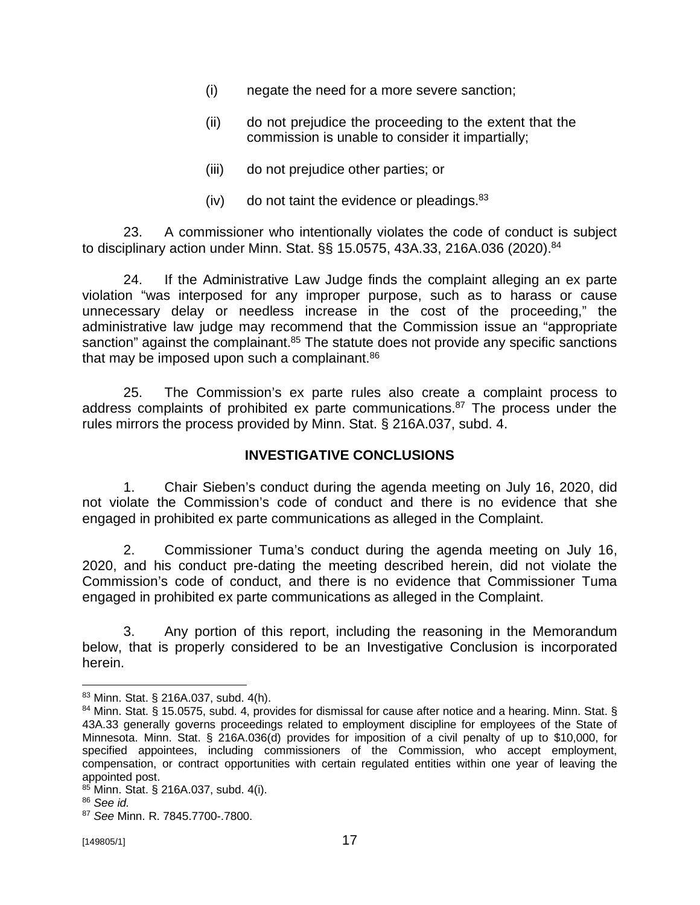(i) negate the need for a more severe sanction;

(ii) do not prejudice the proceeding to the extent that the commission is unable to consider it impartially;

(iii) do not prejudice other parties; or

(iv) do not taint the evidence or pleadings.[83]

23. A commissioner who intentionally violates the code of conduct is subject to disciplinary action under Minn. Stat. §§ 15.0575, 43A.33, 216A.036 (2020).[84]

24. If the Administrative Law Judge finds the complaint alleging an ex parte violation "was interposed for any improper purpose, such as to harass or cause unnecessary delay or needless increase in the cost of the proceeding," the administrative law judge may recommend that the Commission issue an "appropriate sanction" against the complainant.[85] The statute does not provide any specific sanctions that may be imposed upon such a complainant.[86]

25. The Commission's ex parte rules also create a complaint process to address complaints of prohibited ex parte communications.[87] The process under the rules mirrors the process provided by Minn. Stat. § 216A.037, subd. 4.

## INVESTIGATIVE CONCLUSIONS

1. Chair Sieben's conduct during the agenda meeting on July 16, 2020, did not violate the Commission's code of conduct and there is no evidence that she engaged in prohibited ex parte communications as alleged in the Complaint.

2. Commissioner Tuma's conduct during the agenda meeting on July 16, 2020, and his conduct pre-dating the meeting described herein, did not violate the Commission's code of conduct, and there is no evidence that Commissioner Tuma engaged in prohibited ex parte communications as alleged in the Complaint.

3. Any portion of this report, including the reasoning in the Memorandum below, that is properly considered to be an Investigative Conclusion is incorporated herein.

---

[83] Minn. Stat. § 216A.037, subd. 4(h).

[84] Minn. Stat. § 15.0575, subd. 4, provides for dismissal for cause after notice and a hearing. Minn. Stat. § 43A.33 generally governs proceedings related to employment discipline for employees of the State of Minnesota. Minn. Stat. § 216A.036(d) provides for imposition of a civil penalty of up to $10,000, for specified appointees, including commissioners of the Commission, who accept employment, compensation, or contract opportunities with certain regulated entities within one year of leaving the appointed post.

[85] Minn. Stat. § 216A.037, subd. 4(i).

[86] *See id.*

[87] *See* Minn. R. 7845.7700-.7800.

[149805/1]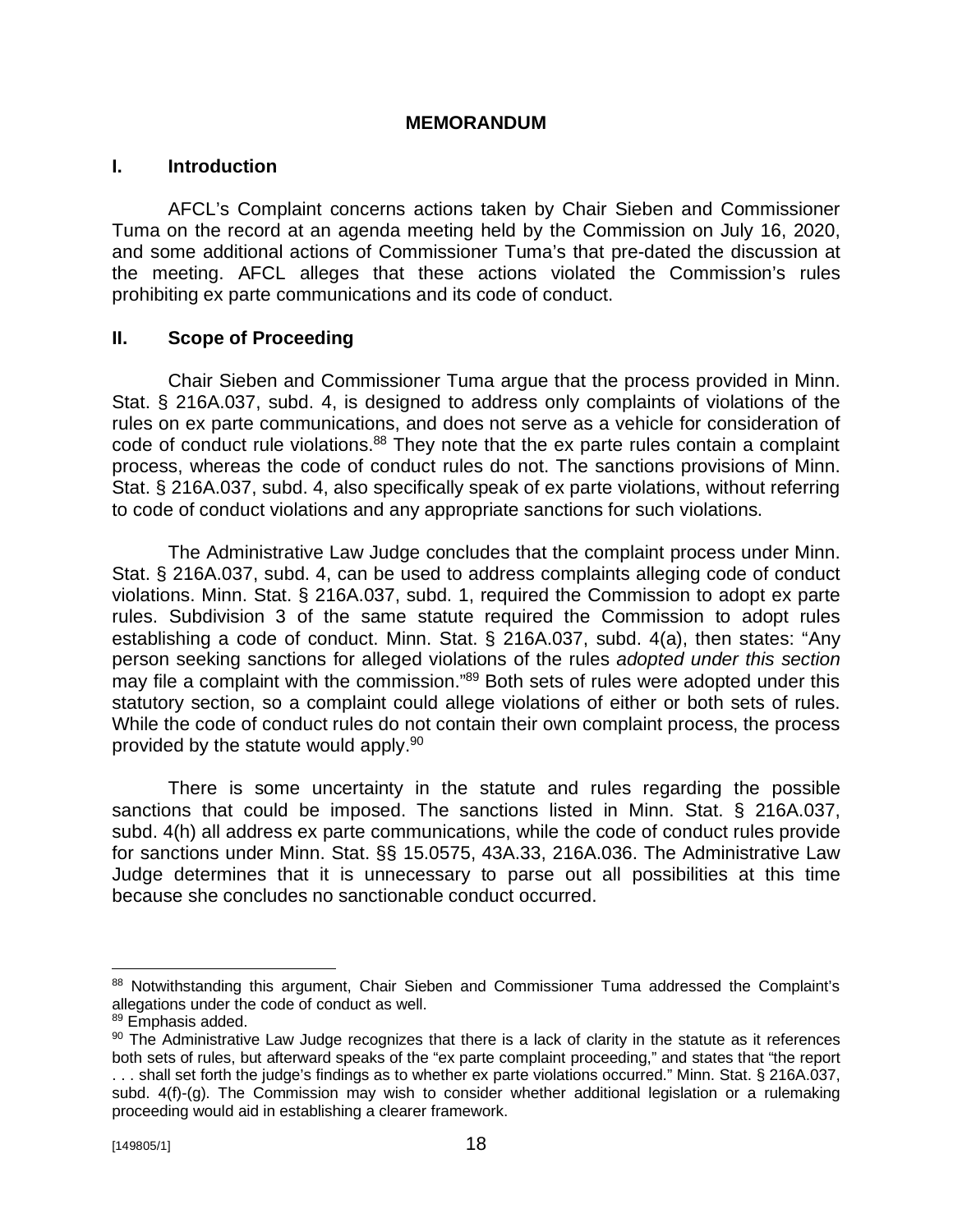## MEMORANDUM

### I. Introduction

AFCL's Complaint concerns actions taken by Chair Sieben and Commissioner Tuma on the record at an agenda meeting held by the Commission on July 16, 2020, and some additional actions of Commissioner Tuma's that pre-dated the discussion at the meeting. AFCL alleges that these actions violated the Commission's rules prohibiting ex parte communications and its code of conduct.

### II. Scope of Proceeding

Chair Sieben and Commissioner Tuma argue that the process provided in Minn. Stat. § 216A.037, subd. 4, is designed to address only complaints of violations of the rules on ex parte communications, and does not serve as a vehicle for consideration of code of conduct rule violations.[88] They note that the ex parte rules contain a complaint process, whereas the code of conduct rules do not. The sanctions provisions of Minn. Stat. § 216A.037, subd. 4, also specifically speak of ex parte violations, without referring to code of conduct violations and any appropriate sanctions for such violations.

The Administrative Law Judge concludes that the complaint process under Minn. Stat. § 216A.037, subd. 4, can be used to address complaints alleging code of conduct violations. Minn. Stat. § 216A.037, subd. 1, required the Commission to adopt ex parte rules. Subdivision 3 of the same statute required the Commission to adopt rules establishing a code of conduct. Minn. Stat. § 216A.037, subd. 4(a), then states: "Any person seeking sanctions for alleged violations of the rules *adopted under this section* may file a complaint with the commission."[89] Both sets of rules were adopted under this statutory section, so a complaint could allege violations of either or both sets of rules. While the code of conduct rules do not contain their own complaint process, the process provided by the statute would apply.[90]

There is some uncertainty in the statute and rules regarding the possible sanctions that could be imposed. The sanctions listed in Minn. Stat. § 216A.037, subd. 4(h) all address ex parte communications, while the code of conduct rules provide for sanctions under Minn. Stat. §§ 15.0575, 43A.33, 216A.036. The Administrative Law Judge determines that it is unnecessary to parse out all possibilities at this time because she concludes no sanctionable conduct occurred.

---

[88] Notwithstanding this argument, Chair Sieben and Commissioner Tuma addressed the Complaint's allegations under the code of conduct as well.

[89] Emphasis added.

[90] The Administrative Law Judge recognizes that there is a lack of clarity in the statute as it references both sets of rules, but afterward speaks of the "ex parte complaint proceeding," and states that "the report . . . shall set forth the judge's findings as to whether ex parte violations occurred." Minn. Stat. § 216A.037, subd. 4(f)-(g). The Commission may wish to consider whether additional legislation or a rulemaking proceeding would aid in establishing a clearer framework.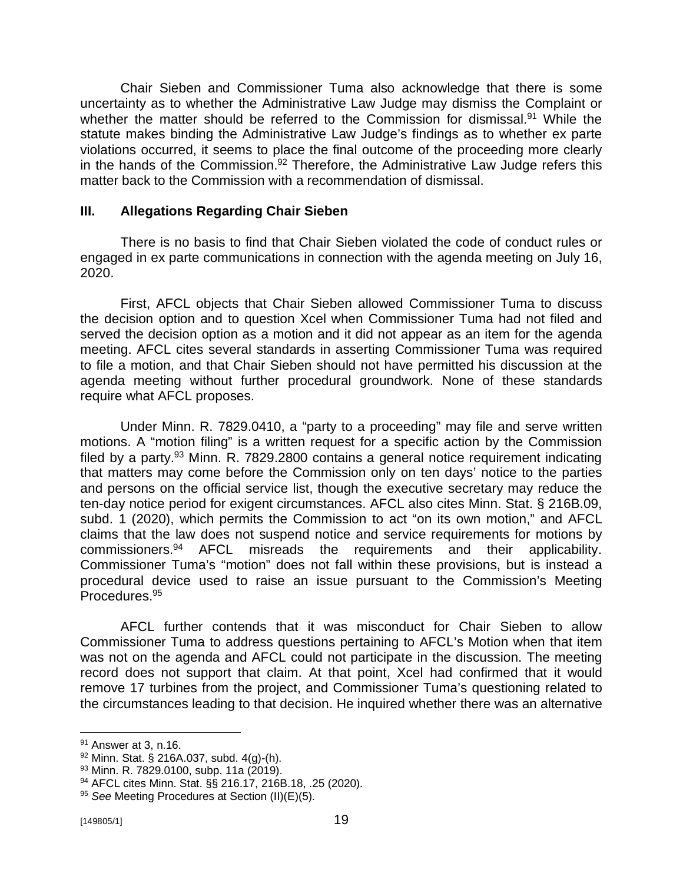Chair Sieben and Commissioner Tuma also acknowledge that there is some uncertainty as to whether the Administrative Law Judge may dismiss the Complaint or whether the matter should be referred to the Commission for dismissal.[91] While the statute makes binding the Administrative Law Judge's findings as to whether ex parte violations occurred, it seems to place the final outcome of the proceeding more clearly in the hands of the Commission.[92] Therefore, the Administrative Law Judge refers this matter back to the Commission with a recommendation of dismissal.

### III. Allegations Regarding Chair Sieben

There is no basis to find that Chair Sieben violated the code of conduct rules or engaged in ex parte communications in connection with the agenda meeting on July 16, 2020.

First, AFCL objects that Chair Sieben allowed Commissioner Tuma to discuss the decision option and to question Xcel when Commissioner Tuma had not filed and served the decision option as a motion and it did not appear as an item for the agenda meeting. AFCL cites several standards in asserting Commissioner Tuma was required to file a motion, and that Chair Sieben should not have permitted his discussion at the agenda meeting without further procedural groundwork. None of these standards require what AFCL proposes.

Under Minn. R. 7829.0410, a "party to a proceeding" may file and serve written motions. A "motion filing" is a written request for a specific action by the Commission filed by a party.[93] Minn. R. 7829.2800 contains a general notice requirement indicating that matters may come before the Commission only on ten days' notice to the parties and persons on the official service list, though the executive secretary may reduce the ten-day notice period for exigent circumstances. AFCL also cites Minn. Stat. § 216B.09, subd. 1 (2020), which permits the Commission to act "on its own motion," and AFCL claims that the law does not suspend notice and service requirements for motions by commissioners.[94] AFCL misreads the requirements and their applicability. Commissioner Tuma's "motion" does not fall within these provisions, but is instead a procedural device used to raise an issue pursuant to the Commission's Meeting Procedures.[95]

AFCL further contends that it was misconduct for Chair Sieben to allow Commissioner Tuma to address questions pertaining to AFCL's Motion when that item was not on the agenda and AFCL could not participate in the discussion. The meeting record does not support that claim. At that point, Xcel had confirmed that it would remove 17 turbines from the project, and Commissioner Tuma's questioning related to the circumstances leading to that decision. He inquired whether there was an alternative

---

[91] Answer at 3, n.16.

[92] Minn. Stat. § 216A.037, subd. 4(g)-(h).

[93] Minn. R. 7829.0100, subp. 11a (2019).

[94] AFCL cites Minn. Stat. §§ 216.17, 216B.18, .25 (2020).

[95] *See* Meeting Procedures at Section (II)(E)(5).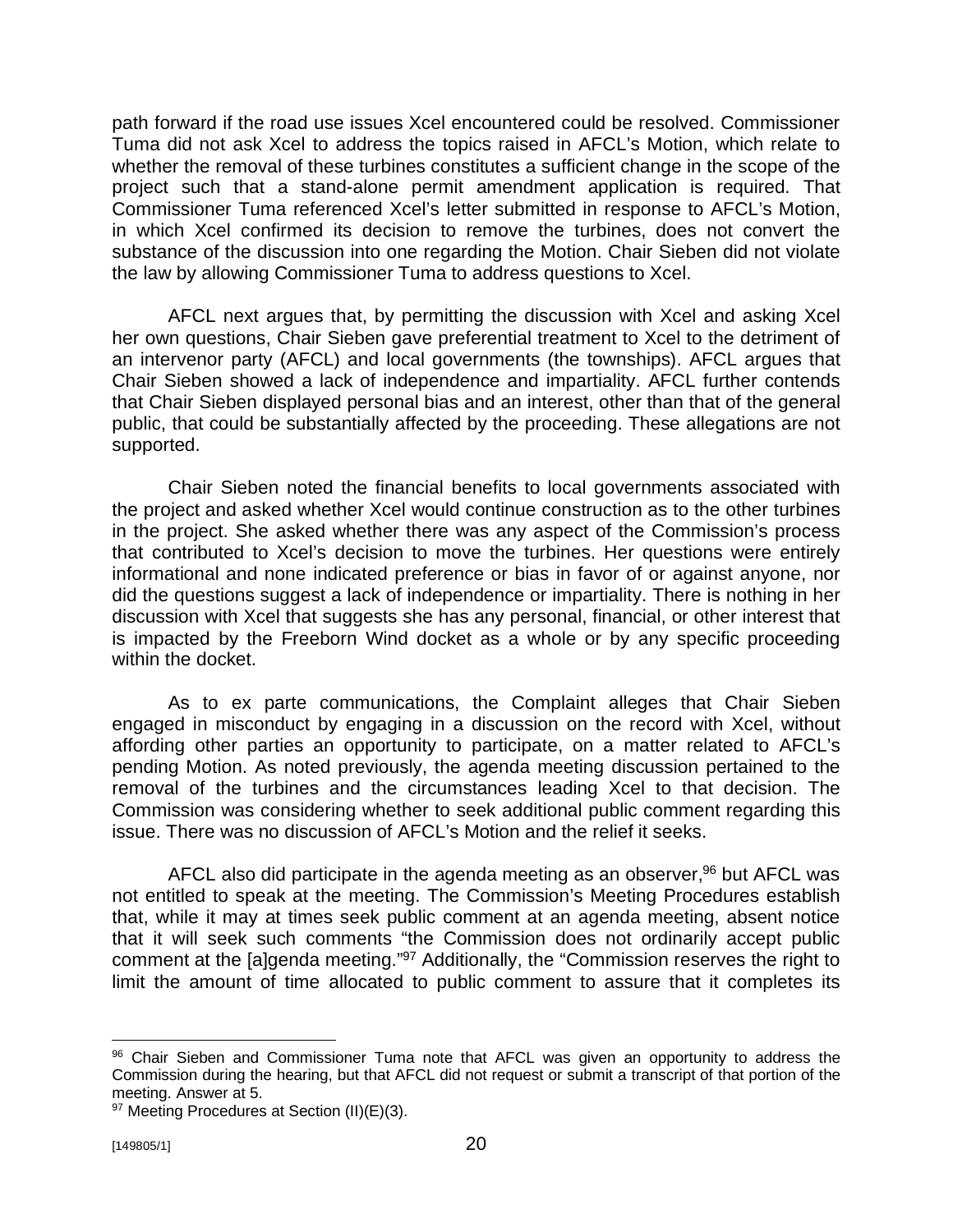path forward if the road use issues Xcel encountered could be resolved. Commissioner Tuma did not ask Xcel to address the topics raised in AFCL's Motion, which relate to whether the removal of these turbines constitutes a sufficient change in the scope of the project such that a stand-alone permit amendment application is required. That Commissioner Tuma referenced Xcel's letter submitted in response to AFCL's Motion, in which Xcel confirmed its decision to remove the turbines, does not convert the substance of the discussion into one regarding the Motion. Chair Sieben did not violate the law by allowing Commissioner Tuma to address questions to Xcel.

AFCL next argues that, by permitting the discussion with Xcel and asking Xcel her own questions, Chair Sieben gave preferential treatment to Xcel to the detriment of an intervenor party (AFCL) and local governments (the townships). AFCL argues that Chair Sieben showed a lack of independence and impartiality. AFCL further contends that Chair Sieben displayed personal bias and an interest, other than that of the general public, that could be substantially affected by the proceeding. These allegations are not supported.

Chair Sieben noted the financial benefits to local governments associated with the project and asked whether Xcel would continue construction as to the other turbines in the project. She asked whether there was any aspect of the Commission's process that contributed to Xcel's decision to move the turbines. Her questions were entirely informational and none indicated preference or bias in favor of or against anyone, nor did the questions suggest a lack of independence or impartiality. There is nothing in her discussion with Xcel that suggests she has any personal, financial, or other interest that is impacted by the Freeborn Wind docket as a whole or by any specific proceeding within the docket.

As to ex parte communications, the Complaint alleges that Chair Sieben engaged in misconduct by engaging in a discussion on the record with Xcel, without affording other parties an opportunity to participate, on a matter related to AFCL's pending Motion. As noted previously, the agenda meeting discussion pertained to the removal of the turbines and the circumstances leading Xcel to that decision. The Commission was considering whether to seek additional public comment regarding this issue. There was no discussion of AFCL's Motion and the relief it seeks.

AFCL also did participate in the agenda meeting as an observer,[96] but AFCL was not entitled to speak at the meeting. The Commission's Meeting Procedures establish that, while it may at times seek public comment at an agenda meeting, absent notice that it will seek such comments "the Commission does not ordinarily accept public comment at the [a]genda meeting."[97] Additionally, the "Commission reserves the right to limit the amount of time allocated to public comment to assure that it completes its

---

[96] Chair Sieben and Commissioner Tuma note that AFCL was given an opportunity to address the Commission during the hearing, but that AFCL did not request or submit a transcript of that portion of the meeting. Answer at 5.

[97] Meeting Procedures at Section (II)(E)(3).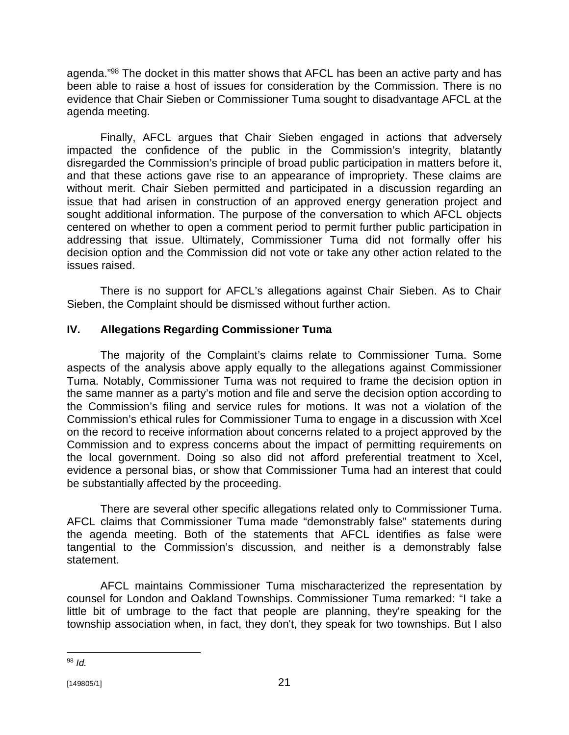agenda."[98] The docket in this matter shows that AFCL has been an active party and has been able to raise a host of issues for consideration by the Commission. There is no evidence that Chair Sieben or Commissioner Tuma sought to disadvantage AFCL at the agenda meeting.

Finally, AFCL argues that Chair Sieben engaged in actions that adversely impacted the confidence of the public in the Commission's integrity, blatantly disregarded the Commission's principle of broad public participation in matters before it, and that these actions gave rise to an appearance of impropriety. These claims are without merit. Chair Sieben permitted and participated in a discussion regarding an issue that had arisen in construction of an approved energy generation project and sought additional information. The purpose of the conversation to which AFCL objects centered on whether to open a comment period to permit further public participation in addressing that issue. Ultimately, Commissioner Tuma did not formally offer his decision option and the Commission did not vote or take any other action related to the issues raised.

There is no support for AFCL's allegations against Chair Sieben. As to Chair Sieben, the Complaint should be dismissed without further action.

## IV. Allegations Regarding Commissioner Tuma

The majority of the Complaint's claims relate to Commissioner Tuma. Some aspects of the analysis above apply equally to the allegations against Commissioner Tuma. Notably, Commissioner Tuma was not required to frame the decision option in the same manner as a party's motion and file and serve the decision option according to the Commission's filing and service rules for motions. It was not a violation of the Commission's ethical rules for Commissioner Tuma to engage in a discussion with Xcel on the record to receive information about concerns related to a project approved by the Commission and to express concerns about the impact of permitting requirements on the local government. Doing so also did not afford preferential treatment to Xcel, evidence a personal bias, or show that Commissioner Tuma had an interest that could be substantially affected by the proceeding.

There are several other specific allegations related only to Commissioner Tuma. AFCL claims that Commissioner Tuma made "demonstrably false" statements during the agenda meeting. Both of the statements that AFCL identifies as false were tangential to the Commission's discussion, and neither is a demonstrably false statement.

AFCL maintains Commissioner Tuma mischaracterized the representation by counsel for London and Oakland Townships. Commissioner Tuma remarked: "I take a little bit of umbrage to the fact that people are planning, they're speaking for the township association when, in fact, they don't, they speak for two townships. But I also

---

[98] *Id.*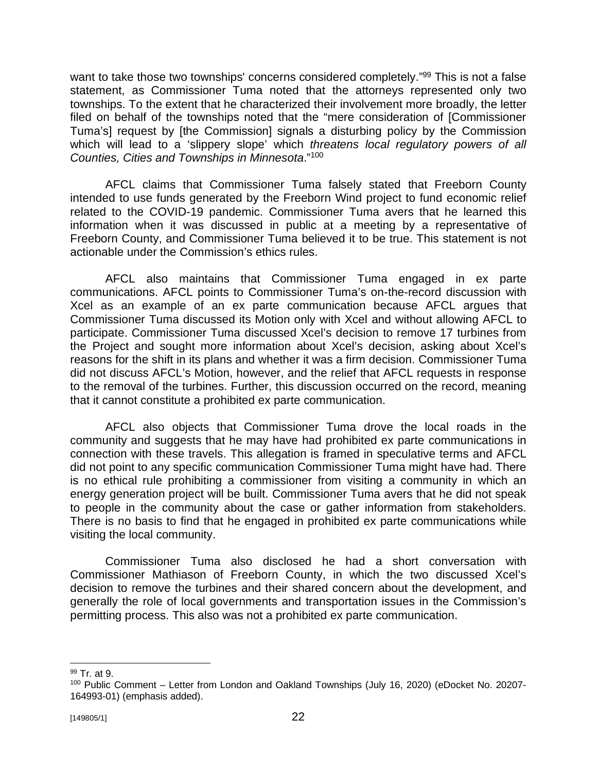want to take those two townships' concerns considered completely."[99] This is not a false statement, as Commissioner Tuma noted that the attorneys represented only two townships. To the extent that he characterized their involvement more broadly, the letter filed on behalf of the townships noted that the "mere consideration of [Commissioner Tuma's] request by [the Commission] signals a disturbing policy by the Commission which will lead to a 'slippery slope' which *threatens local regulatory powers of all Counties, Cities and Townships in Minnesota*."[100]

AFCL claims that Commissioner Tuma falsely stated that Freeborn County intended to use funds generated by the Freeborn Wind project to fund economic relief related to the COVID-19 pandemic. Commissioner Tuma avers that he learned this information when it was discussed in public at a meeting by a representative of Freeborn County, and Commissioner Tuma believed it to be true. This statement is not actionable under the Commission's ethics rules.

AFCL also maintains that Commissioner Tuma engaged in ex parte communications. AFCL points to Commissioner Tuma's on-the-record discussion with Xcel as an example of an ex parte communication because AFCL argues that Commissioner Tuma discussed its Motion only with Xcel and without allowing AFCL to participate. Commissioner Tuma discussed Xcel's decision to remove 17 turbines from the Project and sought more information about Xcel's decision, asking about Xcel's reasons for the shift in its plans and whether it was a firm decision. Commissioner Tuma did not discuss AFCL's Motion, however, and the relief that AFCL requests in response to the removal of the turbines. Further, this discussion occurred on the record, meaning that it cannot constitute a prohibited ex parte communication.

AFCL also objects that Commissioner Tuma drove the local roads in the community and suggests that he may have had prohibited ex parte communications in connection with these travels. This allegation is framed in speculative terms and AFCL did not point to any specific communication Commissioner Tuma might have had. There is no ethical rule prohibiting a commissioner from visiting a community in which an energy generation project will be built. Commissioner Tuma avers that he did not speak to people in the community about the case or gather information from stakeholders. There is no basis to find that he engaged in prohibited ex parte communications while visiting the local community.

Commissioner Tuma also disclosed he had a short conversation with Commissioner Mathiason of Freeborn County, in which the two discussed Xcel's decision to remove the turbines and their shared concern about the development, and generally the role of local governments and transportation issues in the Commission's permitting process. This also was not a prohibited ex parte communication.

---

[99] Tr. at 9.

[100] Public Comment – Letter from London and Oakland Townships (July 16, 2020) (eDocket No. 20207-164993-01) (emphasis added).

[149805/1]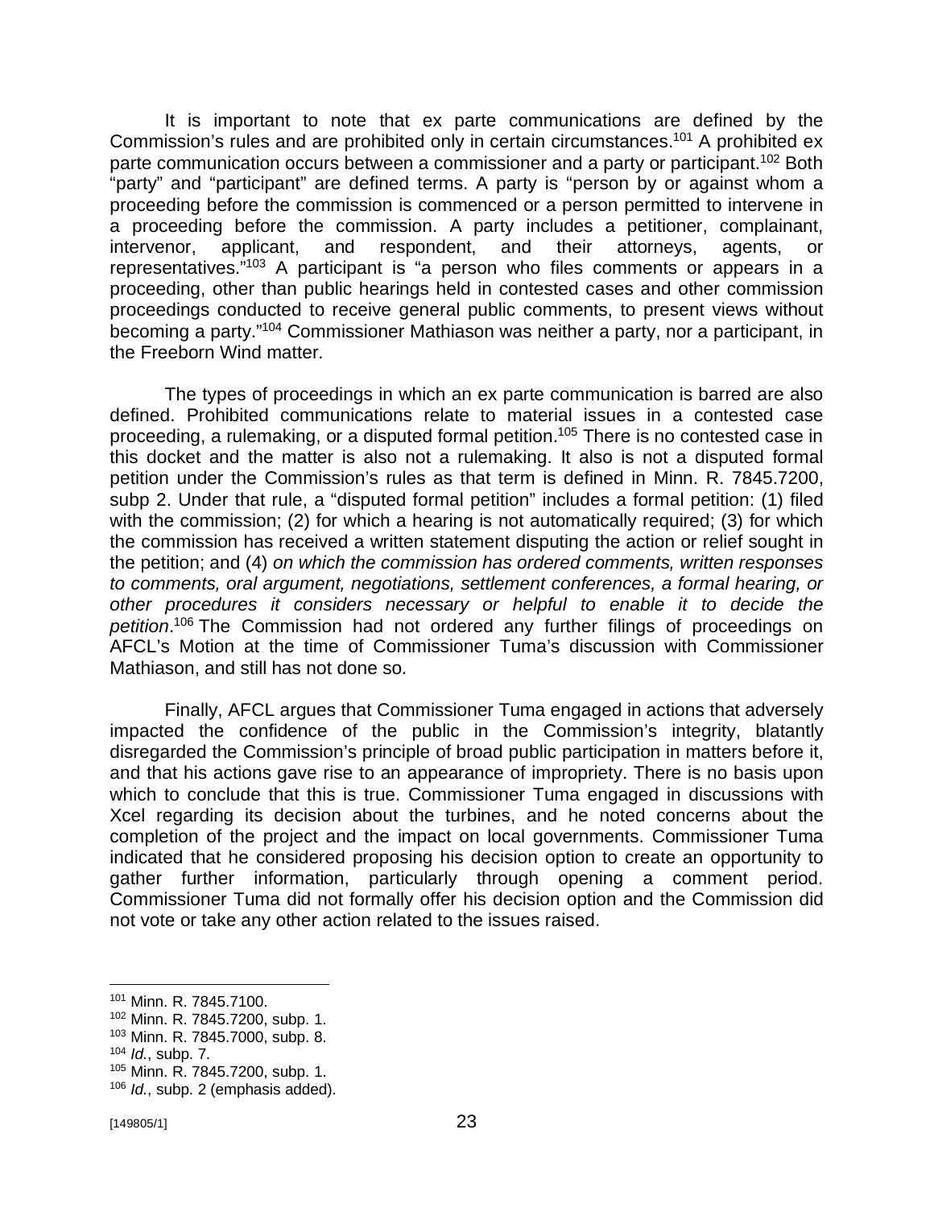It is important to note that ex parte communications are defined by the Commission's rules and are prohibited only in certain circumstances.[101] A prohibited ex parte communication occurs between a commissioner and a party or participant.[102] Both "party" and "participant" are defined terms. A party is "person by or against whom a proceeding before the commission is commenced or a person permitted to intervene in a proceeding before the commission. A party includes a petitioner, complainant, intervenor, applicant, and respondent, and their attorneys, agents, or representatives."[103] A participant is "a person who files comments or appears in a proceeding, other than public hearings held in contested cases and other commission proceedings conducted to receive general public comments, to present views without becoming a party."[104] Commissioner Mathiason was neither a party, nor a participant, in the Freeborn Wind matter.

The types of proceedings in which an ex parte communication is barred are also defined. Prohibited communications relate to material issues in a contested case proceeding, a rulemaking, or a disputed formal petition.[105] There is no contested case in this docket and the matter is also not a rulemaking. It also is not a disputed formal petition under the Commission's rules as that term is defined in Minn. R. 7845.7200, subp 2. Under that rule, a "disputed formal petition" includes a formal petition: (1) filed with the commission; (2) for which a hearing is not automatically required; (3) for which the commission has received a written statement disputing the action or relief sought in the petition; and (4) *on which the commission has ordered comments, written responses to comments, oral argument, negotiations, settlement conferences, a formal hearing, or other procedures it considers necessary or helpful to enable it to decide the petition*.[106] The Commission had not ordered any further filings of proceedings on AFCL's Motion at the time of Commissioner Tuma's discussion with Commissioner Mathiason, and still has not done so.

Finally, AFCL argues that Commissioner Tuma engaged in actions that adversely impacted the confidence of the public in the Commission's integrity, blatantly disregarded the Commission's principle of broad public participation in matters before it, and that his actions gave rise to an appearance of impropriety. There is no basis upon which to conclude that this is true. Commissioner Tuma engaged in discussions with Xcel regarding its decision about the turbines, and he noted concerns about the completion of the project and the impact on local governments. Commissioner Tuma indicated that he considered proposing his decision option to create an opportunity to gather further information, particularly through opening a comment period. Commissioner Tuma did not formally offer his decision option and the Commission did not vote or take any other action related to the issues raised.

---

[101] Minn. R. 7845.7100.

[102] Minn. R. 7845.7200, subp. 1.

[103] Minn. R. 7845.7000, subp. 8.

[104] *Id.*, subp. 7.

[105] Minn. R. 7845.7200, subp. 1.

[106] *Id.*, subp. 2 (emphasis added).

[149805/1]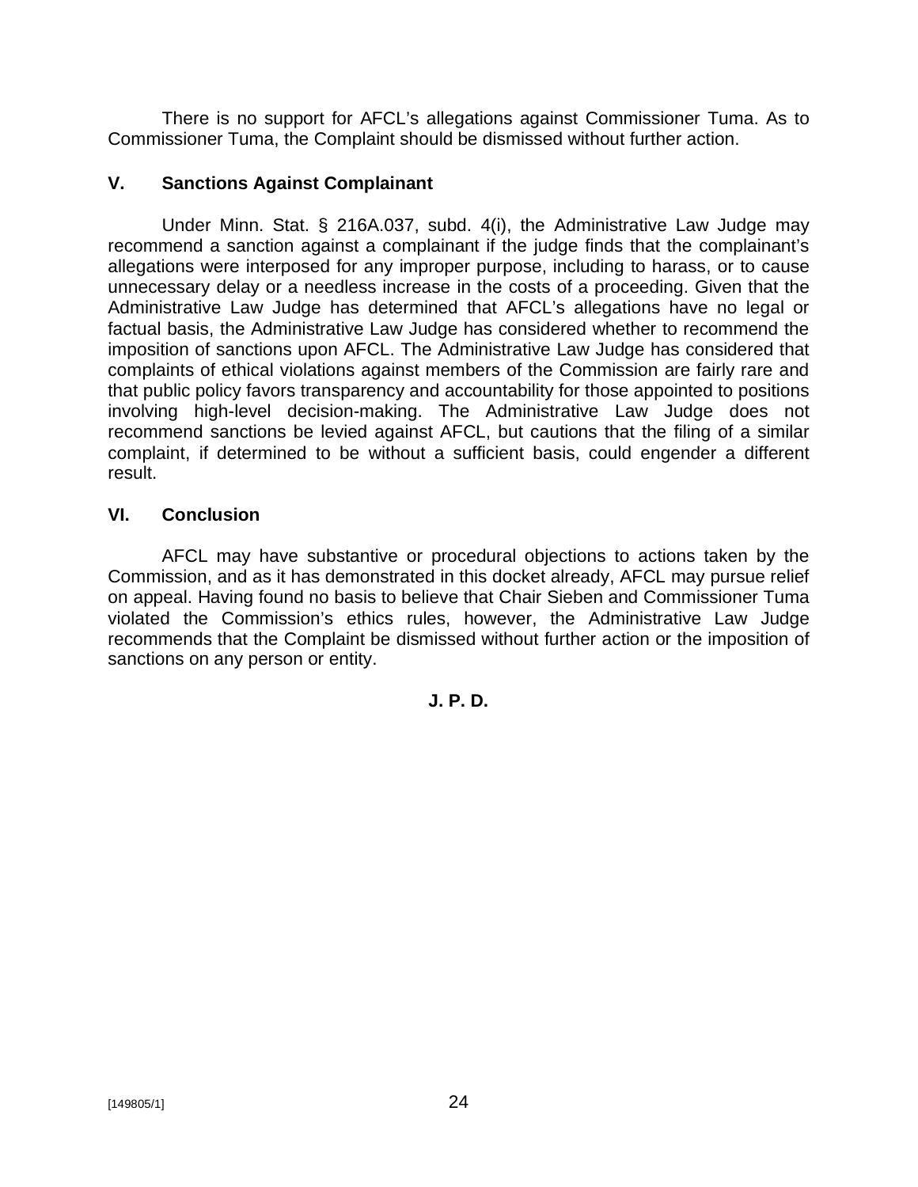There is no support for AFCL's allegations against Commissioner Tuma. As to Commissioner Tuma, the Complaint should be dismissed without further action.

## V. Sanctions Against Complainant

Under Minn. Stat. § 216A.037, subd. 4(i), the Administrative Law Judge may recommend a sanction against a complainant if the judge finds that the complainant's allegations were interposed for any improper purpose, including to harass, or to cause unnecessary delay or a needless increase in the costs of a proceeding. Given that the Administrative Law Judge has determined that AFCL's allegations have no legal or factual basis, the Administrative Law Judge has considered whether to recommend the imposition of sanctions upon AFCL. The Administrative Law Judge has considered that complaints of ethical violations against members of the Commission are fairly rare and that public policy favors transparency and accountability for those appointed to positions involving high-level decision-making. The Administrative Law Judge does not recommend sanctions be levied against AFCL, but cautions that the filing of a similar complaint, if determined to be without a sufficient basis, could engender a different result.

## VI. Conclusion

AFCL may have substantive or procedural objections to actions taken by the Commission, and as it has demonstrated in this docket already, AFCL may pursue relief on appeal. Having found no basis to believe that Chair Sieben and Commissioner Tuma violated the Commission's ethics rules, however, the Administrative Law Judge recommends that the Complaint be dismissed without further action or the imposition of sanctions on any person or entity.

**J. P. D.**

[149805/1]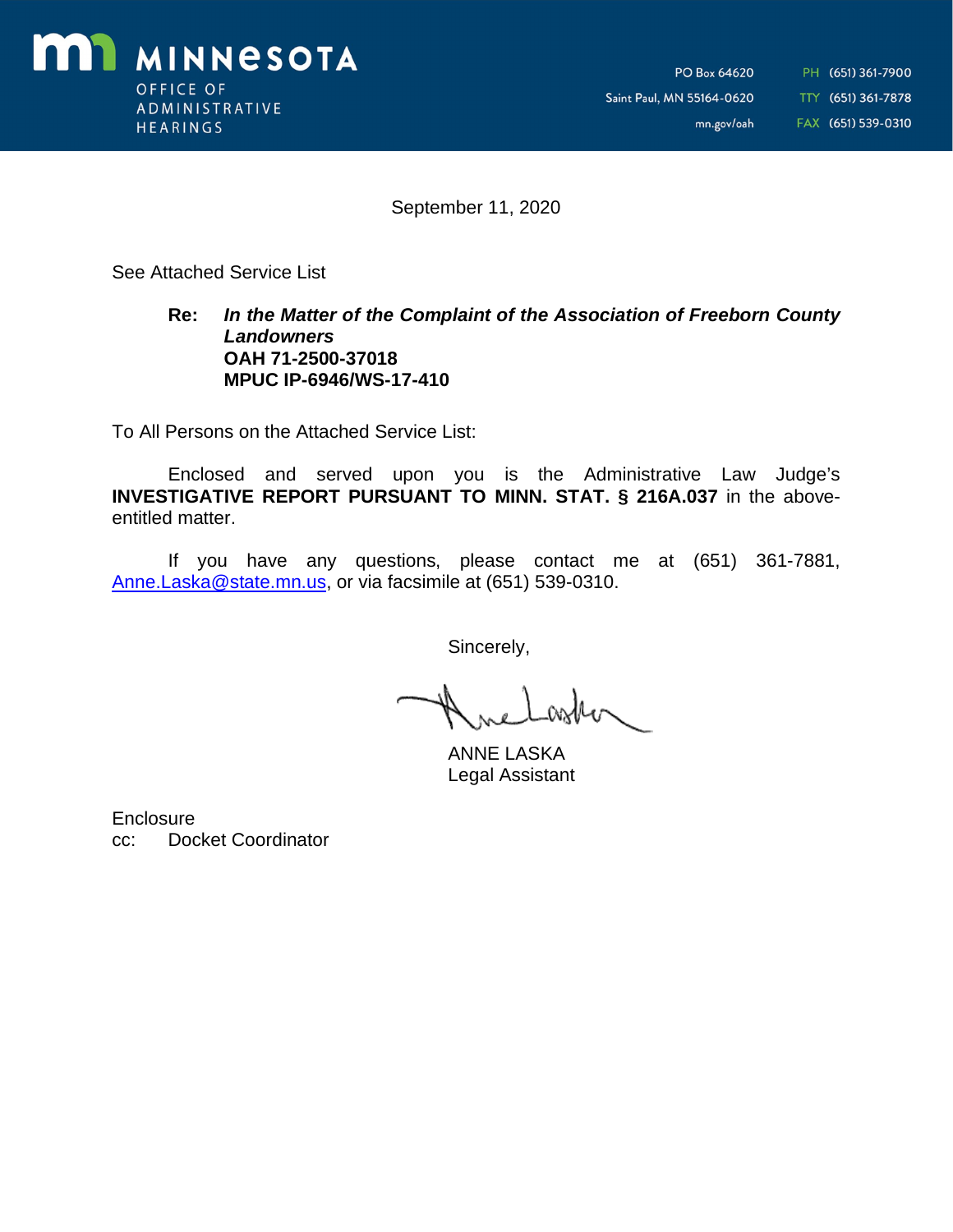MINNESOTA
OFFICE OF ADMINISTRATIVE HEARINGS

PO Box 64620
Saint Paul, MN 55164-0620
mn.gov/oah

PH (651) 361-7900
TTY (651) 361-7878
FAX (651) 539-0310

September 11, 2020

See Attached Service List

**Re:** ***In the Matter of the Complaint of the Association of Freeborn County Landowners***
**OAH 71-2500-37018**
**MPUC IP-6946/WS-17-410**

To All Persons on the Attached Service List:

Enclosed and served upon you is the Administrative Law Judge's **INVESTIGATIVE REPORT PURSUANT TO MINN. STAT. § 216A.037** in the above-entitled matter.

If you have any questions, please contact me at (651) 361-7881, Anne.Laska@state.mn.us, or via facsimile at (651) 539-0310.

Sincerely,

ANNE LASKA
Legal Assistant

Enclosure
cc: Docket Coordinator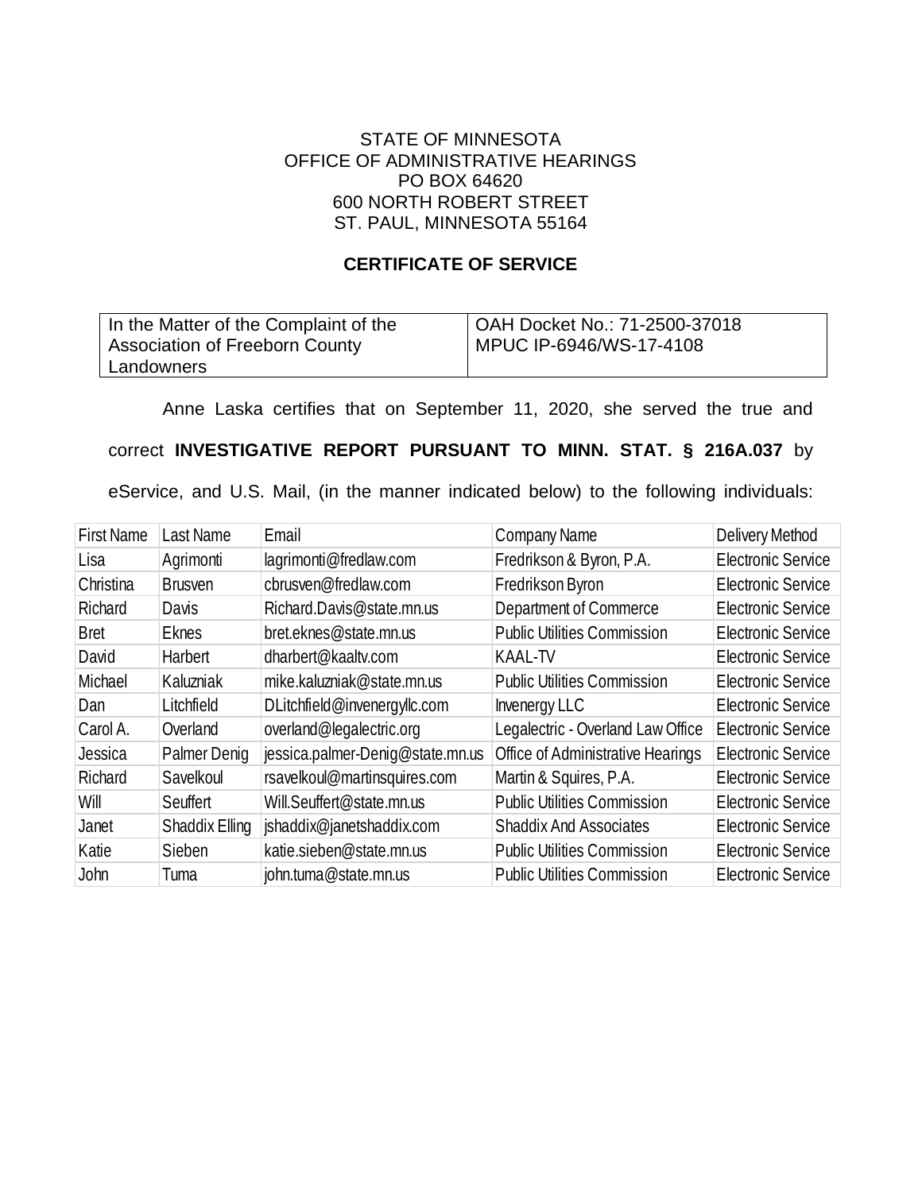STATE OF MINNESOTA
OFFICE OF ADMINISTRATIVE HEARINGS
PO BOX 64620
600 NORTH ROBERT STREET
ST. PAUL, MINNESOTA 55164

**CERTIFICATE OF SERVICE**

| | |
|---|---|
| In the Matter of the Complaint of the Association of Freeborn County Landowners | OAH Docket No.: 71-2500-37018<br>MPUC IP-6946/WS-17-4108 |

Anne Laska certifies that on September 11, 2020, she served the true and correct **INVESTIGATIVE REPORT PURSUANT TO MINN. STAT. § 216A.037** by eService, and U.S. Mail, (in the manner indicated below) to the following individuals:

| First Name | Last Name | Email | Company Name | Delivery Method |
|---|---|---|---|---|
| Lisa | Agrimonti | lagrimonti@fredlaw.com | Fredrikson & Byron, P.A. | Electronic Service |
| Christina | Brusven | cbrusven@fredlaw.com | Fredrikson Byron | Electronic Service |
| Richard | Davis | Richard.Davis@state.mn.us | Department of Commerce | Electronic Service |
| Bret | Eknes | bret.eknes@state.mn.us | Public Utilities Commission | Electronic Service |
| David | Harbert | dharbert@kaaltv.com | KAAL-TV | Electronic Service |
| Michael | Kaluzniak | mike.kaluzniak@state.mn.us | Public Utilities Commission | Electronic Service |
| Dan | Litchfield | DLitchfield@invenergyllc.com | Invenergy LLC | Electronic Service |
| Carol A. | Overland | overland@legalectric.org | Legalectric - Overland Law Office | Electronic Service |
| Jessica | Palmer Denig | jessica.palmer-Denig@state.mn.us | Office of Administrative Hearings | Electronic Service |
| Richard | Savelkoul | rsavelkoul@martinsquires.com | Martin & Squires, P.A. | Electronic Service |
| Will | Seuffert | Will.Seuffert@state.mn.us | Public Utilities Commission | Electronic Service |
| Janet | Shaddix Elling | jshaddix@janetshaddix.com | Shaddix And Associates | Electronic Service |
| Katie | Sieben | katie.sieben@state.mn.us | Public Utilities Commission | Electronic Service |
| John | Tuma | john.tuma@state.mn.us | Public Utilities Commission | Electronic Service |